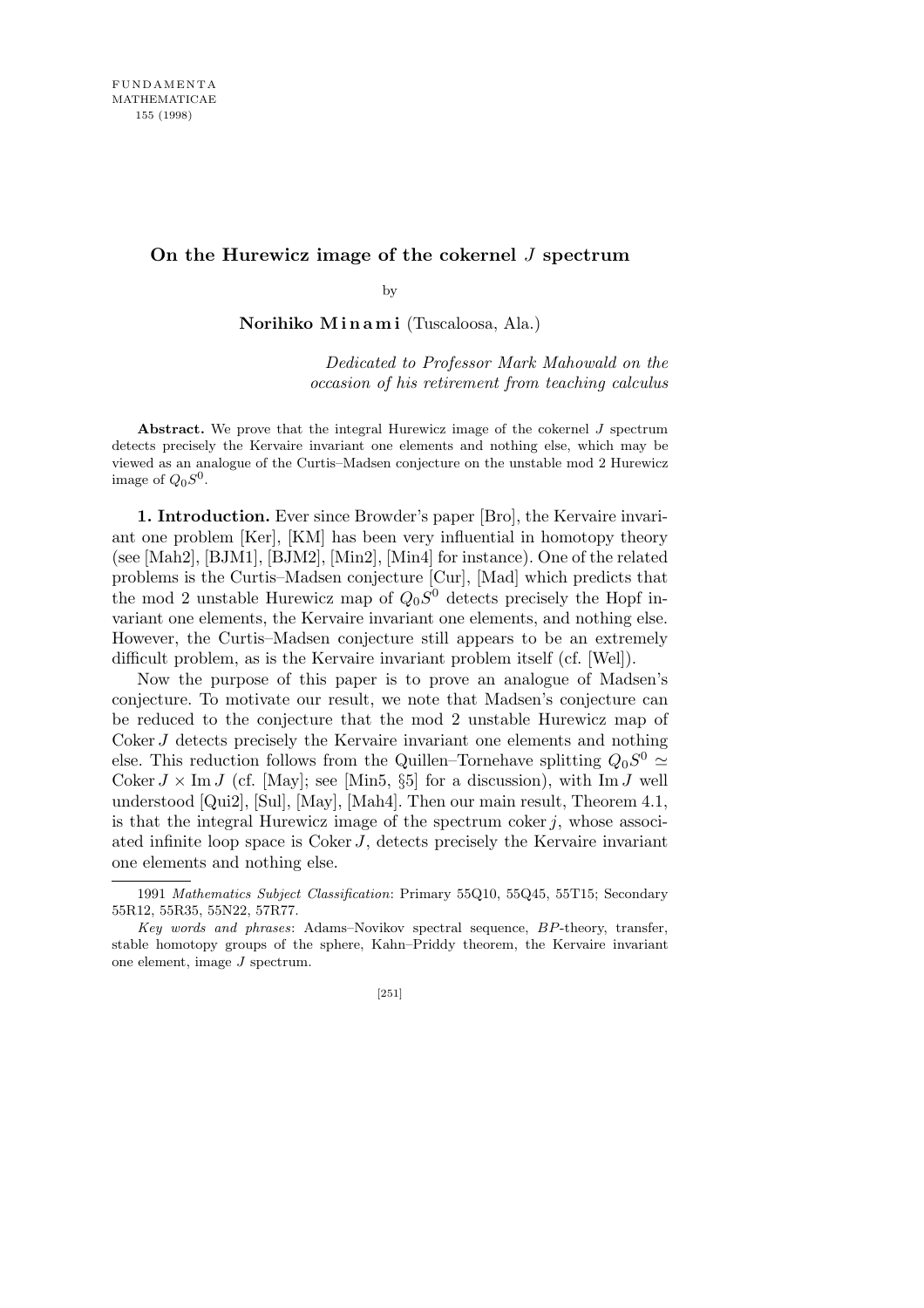# On the Hurewicz image of the cokernel $J$ spectrum

by

**Norihiko Minami** (Tuscaloosa, Ala.)

*Dedicated to Professor Mark Mahowald on the occasion of his retirement from teaching calculus*

**Abstract.** We prove that the integral Hurewicz image of the cokernel $J$ spectrum detects precisely the Kervaire invariant one elements and nothing else, which may be viewed as an analogue of the Curtis–Madsen conjecture on the unstable mod 2 Hurewicz image of $Q_0S^0$.

**1. Introduction.** Ever since Browder's paper [Bro], the Kervaire invariant one problem [Ker], [KM] has been very influential in homotopy theory (see [Mah2], [BJM1], [BJM2], [Min2], [Min4] for instance). One of the related problems is the Curtis–Madsen conjecture [Cur], [Mad] which predicts that the mod 2 unstable Hurewicz map of $Q_0S^0$ detects precisely the Hopf invariant one elements, the Kervaire invariant one elements, and nothing else. However, the Curtis–Madsen conjecture still appears to be an extremely difficult problem, as is the Kervaire invariant problem itself (cf. [Wel]).

Now the purpose of this paper is to prove an analogue of Madsen's conjecture. To motivate our result, we note that Madsen's conjecture can be reduced to the conjecture that the mod 2 unstable Hurewicz map of $\operatorname{Coker} J$ detects precisely the Kervaire invariant one elements and nothing else. This reduction follows from the Quillen–Tornehave splitting $Q_0S^0 \simeq \operatorname{Coker} J \times \operatorname{Im} J$ (cf. [May]; see [Min5, §5] for a discussion), with $\operatorname{Im} J$ well understood [Qui2], [Sul], [May], [Mah4]. Then our main result, Theorem 4.1, is that the integral Hurewicz image of the spectrum $\operatorname{coker} j$, whose associated infinite loop space is $\operatorname{Coker} J$, detects precisely the Kervaire invariant one elements and nothing else.

---

1991 *Mathematics Subject Classification*: Primary 55Q10, 55Q45, 55T15; Secondary 55R12, 55R35, 55N22, 57R77.

*Key words and phrases*: Adams–Novikov spectral sequence, $BP$-theory, transfer, stable homotopy groups of the sphere, Kahn–Priddy theorem, the Kervaire invariant one element, image $J$ spectrum.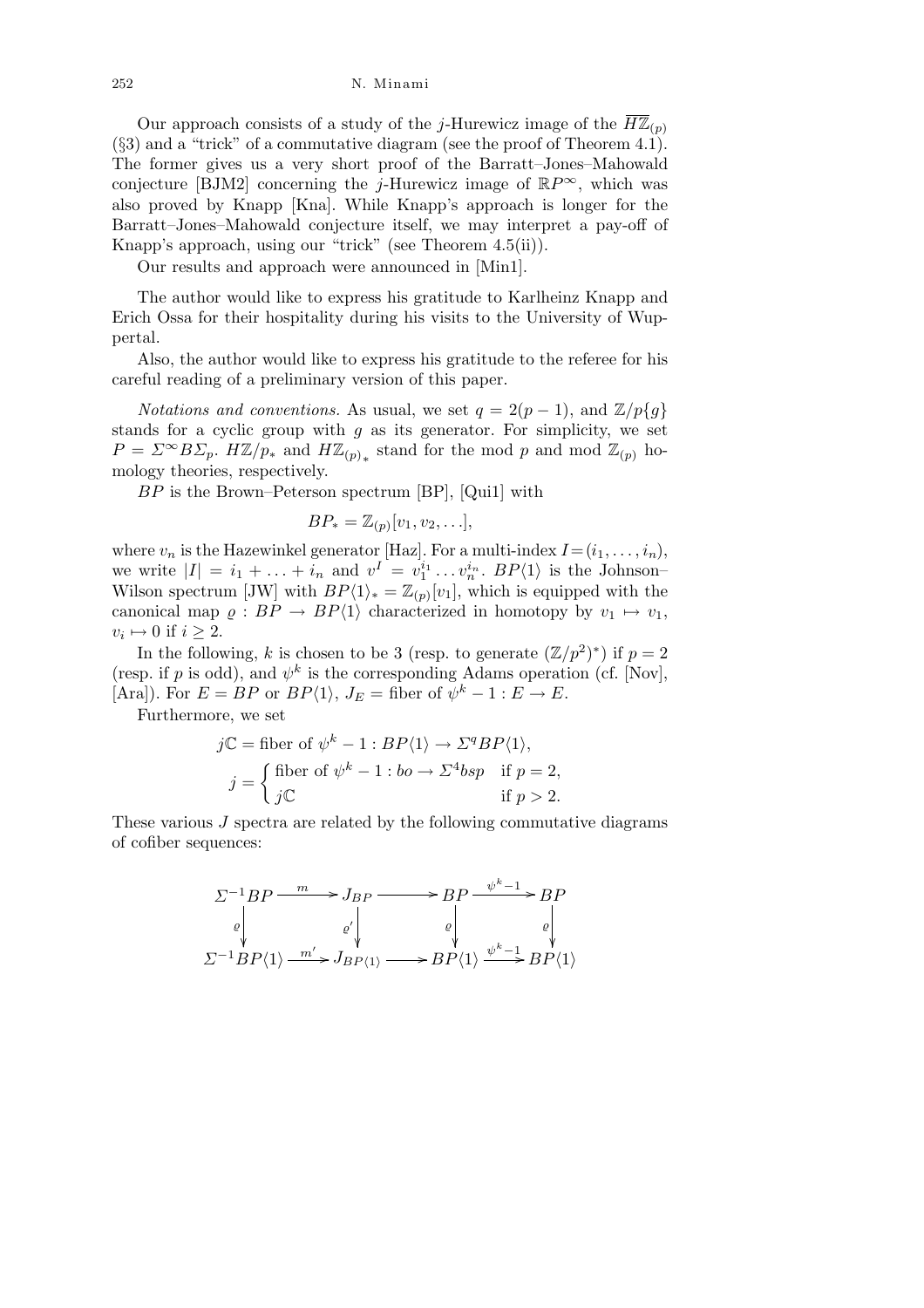Our approach consists of a study of the $j$-Hurewicz image of the $\overline{H\mathbb{Z}}_{(p)}$ (§3) and a "trick" of a commutative diagram (see the proof of Theorem 4.1). The former gives us a very short proof of the Barratt–Jones–Mahowald conjecture [BJM2] concerning the $j$-Hurewicz image of $\mathbb{R}P^\infty$, which was also proved by Knapp [Kna]. While Knapp's approach is longer for the Barratt–Jones–Mahowald conjecture itself, we may interpret a pay-off of Knapp's approach, using our "trick" (see Theorem 4.5(ii)).

Our results and approach were announced in [Min1].

The author would like to express his gratitude to Karlheinz Knapp and Erich Ossa for their hospitality during his visits to the University of Wuppertal.

Also, the author would like to express his gratitude to the referee for his careful reading of a preliminary version of this paper.

*Notations and conventions.* As usual, we set $q = 2(p-1)$, and $\mathbb{Z}/p\{g\}$ stands for a cyclic group with $g$ as its generator. For simplicity, we set $P = \Sigma^\infty B\Sigma_p$. $H\mathbb{Z}/p_*$ and $H\mathbb{Z}_{(p)*}$ stand for the mod $p$ and mod $\mathbb{Z}_{(p)}$ homology theories, respectively.

$BP$ is the Brown–Peterson spectrum [BP], [Qui1] with

$$BP_* = \mathbb{Z}_{(p)}[v_1, v_2, \ldots],$$

where $v_n$ is the Hazewinkel generator [Haz]. For a multi-index $I = (i_1, \ldots, i_n)$, we write $|I| = i_1 + \ldots + i_n$ and $v^I = v_1^{i_1} \ldots v_n^{i_n}$. $BP\langle 1\rangle$ is the Johnson–Wilson spectrum [JW] with $BP\langle 1\rangle_* = \mathbb{Z}_{(p)}[v_1]$, which is equipped with the canonical map $\varrho : BP \to BP\langle 1\rangle$ characterized in homotopy by $v_1 \mapsto v_1$, $v_i \mapsto 0$ if $i \geq 2$.

In the following, $k$ is chosen to be 3 (resp. to generate $(\mathbb{Z}/p^2)^*$) if $p = 2$ (resp. if $p$ is odd), and $\psi^k$ is the corresponding Adams operation (cf. [Nov], [Ara]). For $E = BP$ or $BP\langle 1\rangle$, $J_E$ = fiber of $\psi^k - 1 : E \to E$.

Furthermore, we set

$$j\mathbb{C} = \text{fiber of } \psi^k - 1 : BP\langle 1\rangle \to \Sigma^q BP\langle 1\rangle,$$

$$j = \begin{cases} \text{fiber of } \psi^k - 1 : bo \to \Sigma^4 bsp & \text{if } p = 2, \\ j\mathbb{C} & \text{if } p > 2. \end{cases}$$

These various $J$ spectra are related by the following commutative diagrams of cofiber sequences:

$$\begin{array}{ccccccc}
\Sigma^{-1}BP & \xrightarrow{m} & J_{BP} & \longrightarrow & BP & \xrightarrow{\psi^k - 1} & BP \\
\Big\downarrow{\scriptstyle\varrho} & & \Big\downarrow{\scriptstyle\varrho'} & & \Big\downarrow{\scriptstyle\varrho} & & \Big\downarrow{\scriptstyle\varrho} \\
\Sigma^{-1}BP\langle 1\rangle & \xrightarrow{m'} & J_{BP\langle 1\rangle} & \longrightarrow & BP\langle 1\rangle & \xrightarrow{\psi^k - 1} & BP\langle 1\rangle
\end{array}$$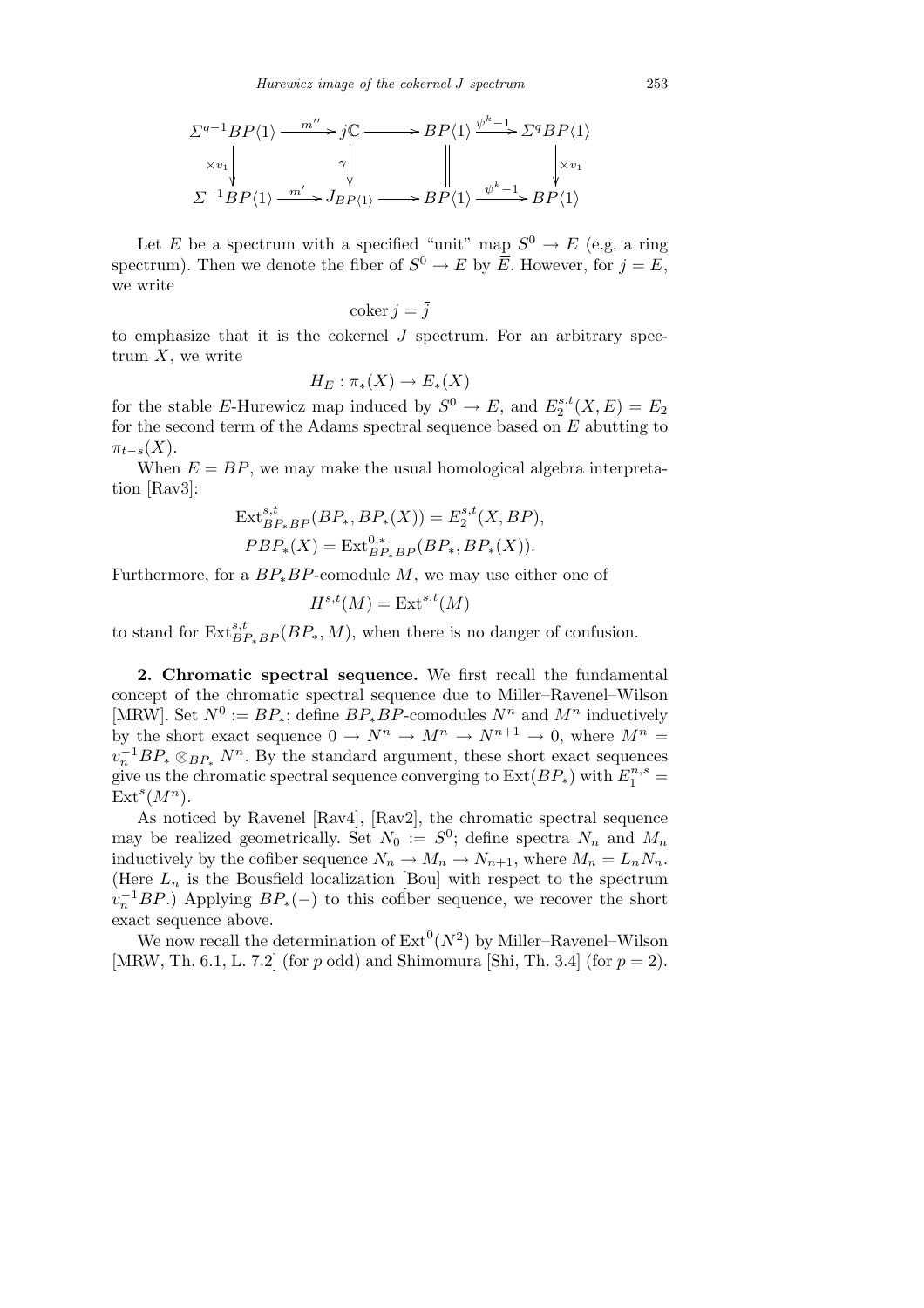$$
\begin{array}{ccccccc}
\Sigma^{q-1}BP\langle 1\rangle & \xrightarrow{m''} & j\mathbb{C} & \longrightarrow & BP\langle 1\rangle & \xrightarrow{\psi^k-1} & \Sigma^q BP\langle 1\rangle \\
\downarrow{\scriptstyle \times v_1} & & \downarrow{\scriptstyle \gamma} & & \| & & \downarrow{\scriptstyle \times v_1} \\
\Sigma^{-1}BP\langle 1\rangle & \xrightarrow{m'} & J_{BP\langle 1\rangle} & \longrightarrow & BP\langle 1\rangle & \xrightarrow{\psi^k-1} & BP\langle 1\rangle
\end{array}
$$

Let $E$ be a spectrum with a specified "unit" map $S^0 \to E$ (e.g. a ring spectrum). Then we denote the fiber of $S^0 \to E$ by $\overline{E}$. However, for $j = E$, we write

$$\operatorname{coker} j = \overline{j}$$

to emphasize that it is the cokernel $J$ spectrum. For an arbitrary spectrum $X$, we write

$$H_E : \pi_*(X) \to E_*(X)$$

for the stable $E$-Hurewicz map induced by $S^0 \to E$, and $E_2^{s,t}(X, E) = E_2$ for the second term of the Adams spectral sequence based on $E$ abutting to $\pi_{t-s}(X)$.

When $E = BP$, we may make the usual homological algebra interpretation [Rav3]:

$$\operatorname{Ext}^{s,t}_{BP_*BP}(BP_*, BP_*(X)) = E_2^{s,t}(X, BP),$$
$$PBP_*(X) = \operatorname{Ext}^{0,*}_{BP_*BP}(BP_*, BP_*(X)).$$

Furthermore, for a $BP_*BP$-comodule $M$, we may use either one of

$$H^{s,t}(M) = \operatorname{Ext}^{s,t}(M)$$

to stand for $\operatorname{Ext}^{s,t}_{BP_*BP}(BP_*, M)$, when there is no danger of confusion.

**2. Chromatic spectral sequence.** We first recall the fundamental concept of the chromatic spectral sequence due to Miller–Ravenel–Wilson [MRW]. Set $N^0 := BP_*$; define $BP_*BP$-comodules $N^n$ and $M^n$ inductively by the short exact sequence $0 \to N^n \to M^n \to N^{n+1} \to 0$, where $M^n = v_n^{-1}BP_* \otimes_{BP_*} N^n$. By the standard argument, these short exact sequences give us the chromatic spectral sequence converging to $\operatorname{Ext}(BP_*)$ with $E_1^{n,s} = \operatorname{Ext}^s(M^n)$.

As noticed by Ravenel [Rav4], [Rav2], the chromatic spectral sequence may be realized geometrically. Set $N_0 := S^0$; define spectra $N_n$ and $M_n$ inductively by the cofiber sequence $N_n \to M_n \to N_{n+1}$, where $M_n = L_n N_n$. (Here $L_n$ is the Bousfield localization [Bou] with respect to the spectrum $v_n^{-1}BP$.) Applying $BP_*(-)$ to this cofiber sequence, we recover the short exact sequence above.

We now recall the determination of $\operatorname{Ext}^0(N^2)$ by Miller–Ravenel–Wilson [MRW, Th. 6.1, L. 7.2] (for $p$ odd) and Shimomura [Shi, Th. 3.4] (for $p = 2$).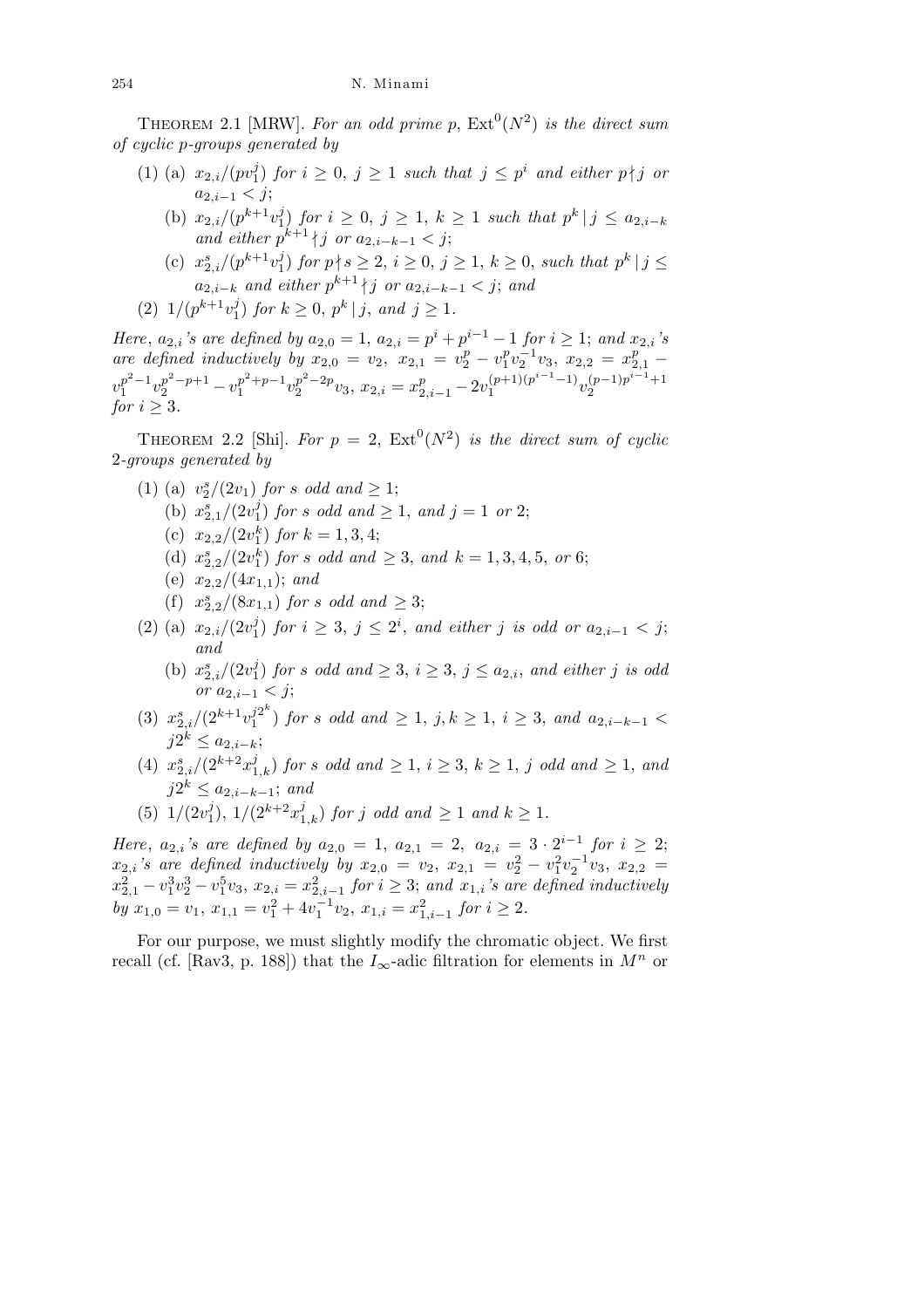**Theorem 2.1** [MRW]. *For an odd prime $p$, $\mathrm{Ext}^0(N^2)$ is the direct sum of cyclic $p$-groups generated by*

(1) (a) $x_{2,i}/(pv_1^j)$ *for $i \geq 0$, $j \geq 1$ such that $j \leq p^i$ and either $p \nmid j$ or $a_{2,i-1} < j$;*

(b) $x_{2,i}/(p^{k+1}v_1^j)$ *for $i \geq 0$, $j \geq 1$, $k \geq 1$ such that $p^k \mid j \leq a_{2,i-k}$ and either $p^{k+1} \nmid j$ or $a_{2,i-k-1} < j$;*

(c) $x_{2,i}^s/(p^{k+1}v_1^j)$ *for $p \nmid s \geq 2$, $i \geq 0$, $j \geq 1$, $k \geq 0$, such that $p^k \mid j \leq a_{2,i-k}$ and either $p^{k+1} \nmid j$ or $a_{2,i-k-1} < j$; and*

(2) $1/(p^{k+1}v_1^j)$ *for $k \geq 0$, $p^k \mid j$, and $j \geq 1$.*

*Here, $a_{2,i}$'s are defined by $a_{2,0} = 1$, $a_{2,i} = p^i + p^{i-1} - 1$ for $i \geq 1$; and $x_{2,i}$'s are defined inductively by $x_{2,0} = v_2$, $x_{2,1} = v_2^p - v_1^p v_2^{-1} v_3$, $x_{2,2} = x_{2,1}^p - v_1^{p^2-1} v_2^{p^2-p+1} - v_1^{p^2+p-1} v_2^{p^2-2p} v_3$, $x_{2,i} = x_{2,i-1}^p - 2v_1^{(p+1)(p^{i-1}-1)} v_2^{(p-1)p^{i-1}+1}$ for $i \geq 3$.*

**Theorem 2.2** [Shi]. *For $p = 2$, $\mathrm{Ext}^0(N^2)$ is the direct sum of cyclic 2-groups generated by*

(1) (a) $v_2^s/(2v_1)$ *for $s$ odd and $\geq 1$;*

(b) $x_{2,1}^s/(2v_1^j)$ *for $s$ odd and $\geq 1$, and $j = 1$ or $2$;*

(c) $x_{2,2}/(2v_1^k)$ *for $k = 1, 3, 4$;*

(d) $x_{2,2}^s/(2v_1^k)$ *for $s$ odd and $\geq 3$, and $k = 1, 3, 4, 5$, or $6$;*

(e) $x_{2,2}/(4x_{1,1})$; *and*

(f) $x_{2,2}^s/(8x_{1,1})$ *for $s$ odd and $\geq 3$;*

(2) (a) $x_{2,i}/(2v_1^j)$ *for $i \geq 3$, $j \leq 2^i$, and either $j$ is odd or $a_{2,i-1} < j$; and*

(b) $x_{2,i}^s/(2v_1^j)$ *for $s$ odd and $\geq 3$, $i \geq 3$, $j \leq a_{2,i}$, and either $j$ is odd or $a_{2,i-1} < j$;*

(3) $x_{2,i}^s/(2^{k+1}v_1^{j2^k})$ *for $s$ odd and $\geq 1$, $j, k \geq 1$, $i \geq 3$, and $a_{2,i-k-1} < j2^k \leq a_{2,i-k}$;*

(4) $x_{2,i}^s/(2^{k+2}x_{1,k}^j)$ *for $s$ odd and $\geq 1$, $i \geq 3$, $k \geq 1$, $j$ odd and $\geq 1$, and $j2^k \leq a_{2,i-k-1}$; and*

(5) $1/(2v_1^j)$, $1/(2^{k+2}x_{1,k}^j)$ *for $j$ odd and $\geq 1$ and $k \geq 1$.*

*Here, $a_{2,i}$'s are defined by $a_{2,0} = 1$, $a_{2,1} = 2$, $a_{2,i} = 3 \cdot 2^{i-1}$ for $i \geq 2$; $x_{2,i}$'s are defined inductively by $x_{2,0} = v_2$, $x_{2,1} = v_2^2 - v_1^2 v_2^{-1} v_3$, $x_{2,2} = x_{2,1}^2 - v_1^3 v_2^3 - v_1^5 v_3$, $x_{2,i} = x_{2,i-1}^2$ for $i \geq 3$; and $x_{1,i}$'s are defined inductively by $x_{1,0} = v_1$, $x_{1,1} = v_1^2 + 4v_1^{-1} v_2$, $x_{1,i} = x_{1,i-1}^2$ for $i \geq 2$.*

For our purpose, we must slightly modify the chromatic object. We first recall (cf. [Rav3, p. 188]) that the $I_\infty$-adic filtration for elements in $M^n$ or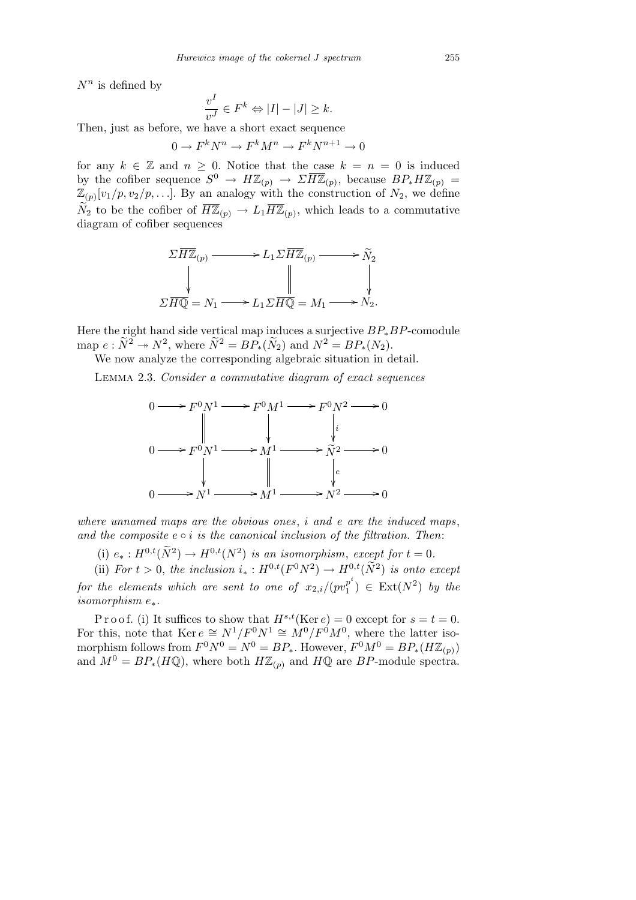$N^n$ is defined by

$$\frac{v^I}{v^J} \in F^k \Leftrightarrow |I| - |J| \geq k.$$

Then, just as before, we have a short exact sequence

$$0 \to F^k N^n \to F^k M^n \to F^k N^{n+1} \to 0$$

for any $k \in \mathbb{Z}$ and $n \geq 0$. Notice that the case $k = n = 0$ is induced by the cofiber sequence $S^0 \to H\mathbb{Z}_{(p)} \to \Sigma\overline{H\mathbb{Z}}_{(p)}$, because $BP_*H\mathbb{Z}_{(p)} = \mathbb{Z}_{(p)}[v_1/p, v_2/p, \ldots]$. By an analogy with the construction of $N_2$, we define $\widetilde{N}_2$ to be the cofiber of $\overline{H\mathbb{Z}}_{(p)} \to L_1\overline{H\mathbb{Z}}_{(p)}$, which leads to a commutative diagram of cofiber sequences

$$\begin{array}{ccccc}
\Sigma\overline{H\mathbb{Z}}_{(p)} & \longrightarrow & L_1\Sigma\overline{H\mathbb{Z}}_{(p)} & \longrightarrow & \widetilde{N}_2 \\
\downarrow & & \| & & \downarrow \\
\Sigma\overline{H\mathbb{Q}} = N_1 & \longrightarrow & L_1\Sigma\overline{H\mathbb{Q}} = M_1 & \longrightarrow & N_2.
\end{array}$$

Here the right hand side vertical map induces a surjective $BP_*BP$-comodule map $e : \widetilde{N}^2 \twoheadrightarrow N^2$, where $\widetilde{N}^2 = BP_*(\widetilde{N}_2)$ and $N^2 = BP_*(N_2)$.

We now analyze the corresponding algebraic situation in detail.

Lemma 2.3. *Consider a commutative diagram of exact sequences*

$$\begin{array}{ccccccccc}
0 & \longrightarrow & F^0N^1 & \longrightarrow & F^0M^1 & \longrightarrow & F^0N^2 & \longrightarrow & 0 \\
 & & \| & & \downarrow & & \downarrow{\scriptstyle i} & & \\
0 & \longrightarrow & F^0N^1 & \longrightarrow & M^1 & \longrightarrow & \widetilde{N}^2 & \longrightarrow & 0 \\
 & & \downarrow & & \| & & \downarrow{\scriptstyle e} & & \\
0 & \longrightarrow & N^1 & \longrightarrow & M^1 & \longrightarrow & N^2 & \longrightarrow & 0
\end{array}$$

*where unnamed maps are the obvious ones*, $i$ *and* $e$ *are the induced maps*, *and the composite* $e \circ i$ *is the canonical inclusion of the filtration. Then*:

(i) $e_* : H^{0,t}(\widetilde{N}^2) \to H^{0,t}(N^2)$ *is an isomorphism, except for* $t = 0$.

(ii) *For* $t > 0$, *the inclusion* $i_* : H^{0,t}(F^0N^2) \to H^{0,t}(\widetilde{N}^2)$ *is onto except for the elements which are sent to one of* $x_{2,i}/(pv_1^{p^i}) \in \mathrm{Ext}(N^2)$ *by the isomorphism* $e_*$.

Proof. (i) It suffices to show that $H^{s,t}(\mathrm{Ker}\, e) = 0$ except for $s = t = 0$. For this, note that $\mathrm{Ker}\, e \cong N^1/F^0N^1 \cong M^0/F^0M^0$, where the latter isomorphism follows from $F^0N^0 = N^0 = BP_*$. However, $F^0M^0 = BP_*(H\mathbb{Z}_{(p)})$ and $M^0 = BP_*(H\mathbb{Q})$, where both $H\mathbb{Z}_{(p)}$ and $H\mathbb{Q}$ are $BP$-module spectra.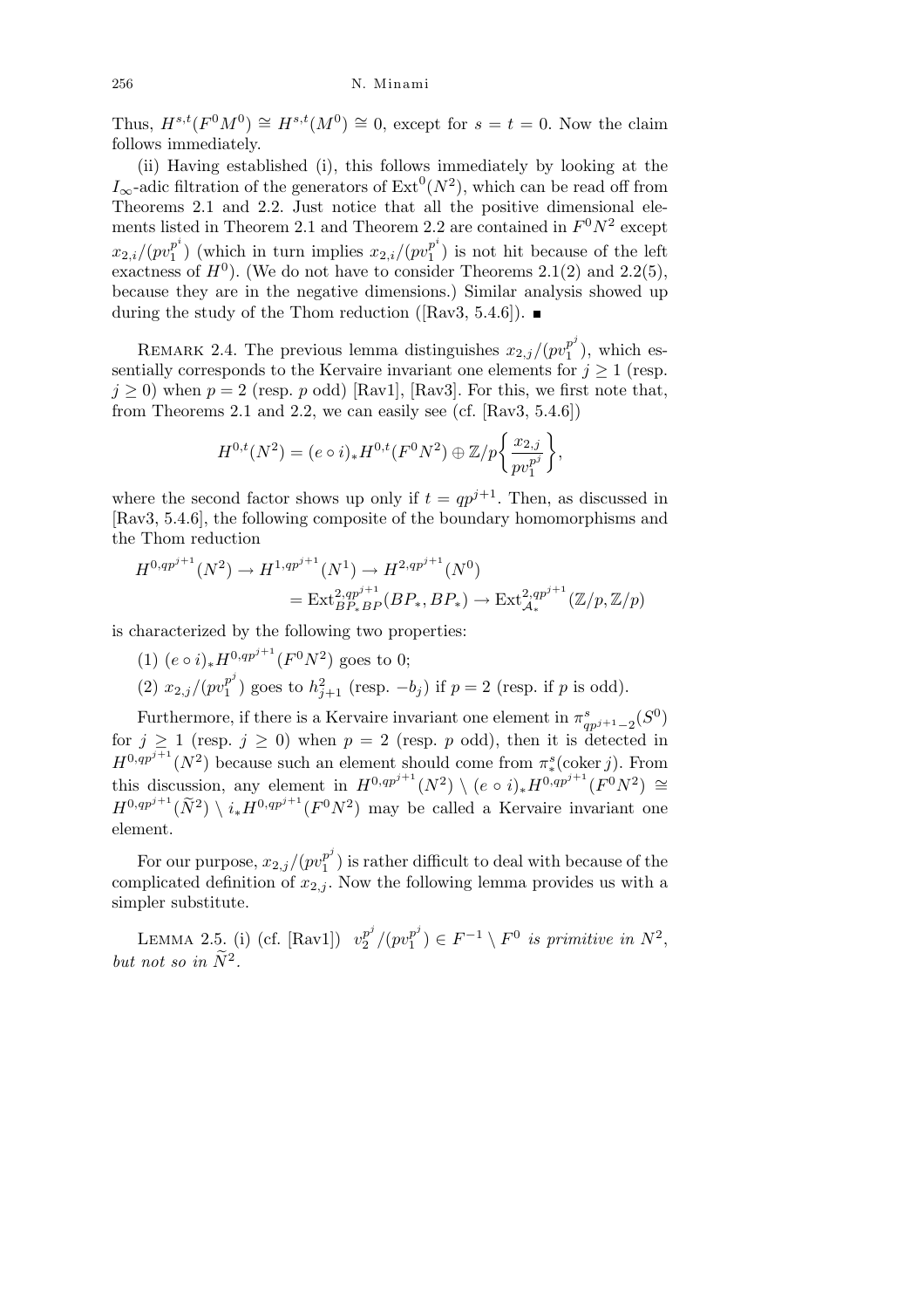Thus, $H^{s,t}(F^0M^0) \cong H^{s,t}(M^0) \cong 0$, except for $s = t = 0$. Now the claim follows immediately.

(ii) Having established (i), this follows immediately by looking at the $I_\infty$-adic filtration of the generators of $\mathrm{Ext}^0(N^2)$, which can be read off from Theorems 2.1 and 2.2. Just notice that all the positive dimensional elements listed in Theorem 2.1 and Theorem 2.2 are contained in $F^0N^2$ except $x_{2,i}/(pv_1^{p^i})$ (which in turn implies $x_{2,i}/(pv_1^{p^i})$ is not hit because of the left exactness of $H^0$). (We do not have to consider Theorems 2.1(2) and 2.2(5), because they are in the negative dimensions.) Similar analysis showed up during the study of the Thom reduction ([Rav3, 5.4.6]). ■

Remark 2.4. The previous lemma distinguishes $x_{2,j}/(pv_1^{p^j})$, which essentially corresponds to the Kervaire invariant one elements for $j \geq 1$ (resp. $j \geq 0$) when $p = 2$ (resp. $p$ odd) [Rav1], [Rav3]. For this, we first note that, from Theorems 2.1 and 2.2, we can easily see (cf. [Rav3, 5.4.6])

$$H^{0,t}(N^2) = (e \circ i)_* H^{0,t}(F^0N^2) \oplus \mathbb{Z}/p\left\{\frac{x_{2,j}}{pv_1^{p^j}}\right\},$$

where the second factor shows up only if $t = qp^{j+1}$. Then, as discussed in [Rav3, 5.4.6], the following composite of the boundary homomorphisms and the Thom reduction

$$\begin{aligned} H^{0,qp^{j+1}}(N^2) \to H^{1,qp^{j+1}}(N^1) &\to H^{2,qp^{j+1}}(N^0) \\ &= \mathrm{Ext}^{2,qp^{j+1}}_{BP_*BP}(BP_*, BP_*) \to \mathrm{Ext}^{2,qp^{j+1}}_{\mathcal{A}_*}(\mathbb{Z}/p, \mathbb{Z}/p) \end{aligned}$$

is characterized by the following two properties:

(1) $(e \circ i)_* H^{0,qp^{j+1}}(F^0N^2)$ goes to 0;

(2) $x_{2,j}/(pv_1^{p^j})$ goes to $h_{j+1}^2$ (resp. $-b_j$) if $p = 2$ (resp. if $p$ is odd).

Furthermore, if there is a Kervaire invariant one element in $\pi^s_{qp^{j+1}-2}(S^0)$ for $j \geq 1$ (resp. $j \geq 0$) when $p = 2$ (resp. $p$ odd), then it is detected in $H^{0,qp^{j+1}}(N^2)$ because such an element should come from $\pi^s_*(\operatorname{coker} j)$. From this discussion, any element in $H^{0,qp^{j+1}}(N^2) \setminus (e \circ i)_* H^{0,qp^{j+1}}(F^0N^2) \cong H^{0,qp^{j+1}}(\widetilde{N}^2) \setminus i_* H^{0,qp^{j+1}}(F^0N^2)$ may be called a Kervaire invariant one element.

For our purpose, $x_{2,j}/(pv_1^{p^j})$ is rather difficult to deal with because of the complicated definition of $x_{2,j}$. Now the following lemma provides us with a simpler substitute.

Lemma 2.5. (i) (cf. [Rav1]) *$v_2^{p^j}/(pv_1^{p^j}) \in F^{-1} \setminus F^0$ is primitive in $N^2$, but not so in $\widetilde{N}^2$.*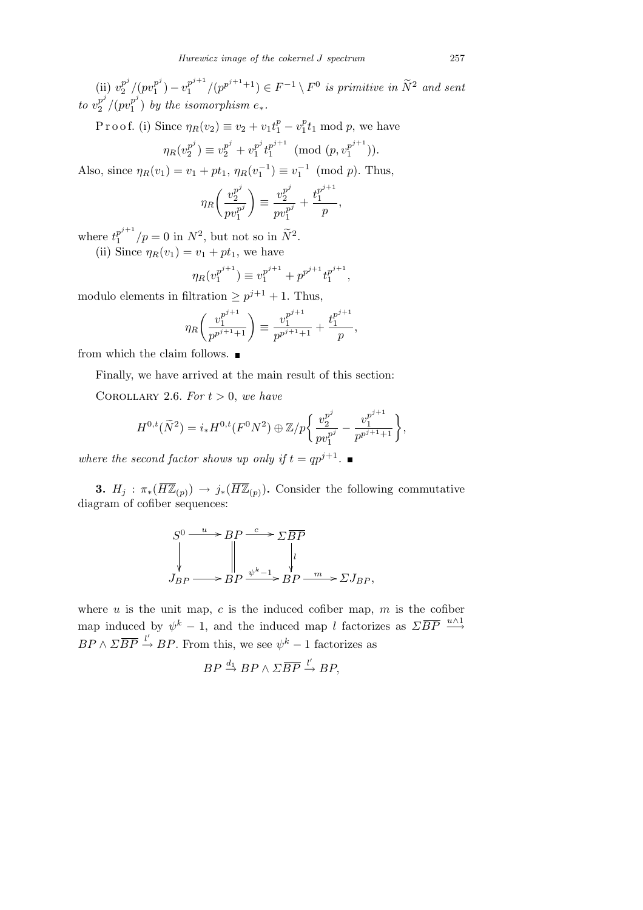(ii) $v_2^{p^j}/(pv_1^{p^j}) - v_1^{p^{j+1}}/(p^{p^{j+1}+1}) \in F^{-1} \setminus F^0$ *is primitive in* $\widetilde{N}^2$ *and sent to* $v_2^{p^j}/(pv_1^{p^j})$ *by the isomorphism* $e_*$.

Proof. (i) Since $\eta_R(v_2) \equiv v_2 + v_1 t_1^p - v_1^p t_1 \bmod p$, we have

$$\eta_R(v_2^{p^j}) \equiv v_2^{p^j} + v_1^{p^j} t_1^{p^{j+1}} \pmod{(p, v_1^{p^{j+1}})}.$$

Also, since $\eta_R(v_1) = v_1 + pt_1$, $\eta_R(v_1^{-1}) \equiv v_1^{-1} \pmod p$. Thus,

$$\eta_R\left(\frac{v_2^{p^j}}{pv_1^{p^j}}\right) \equiv \frac{v_2^{p^j}}{pv_1^{p^j}} + \frac{t_1^{p^{j+1}}}{p},$$

where $t_1^{p^{j+1}}/p = 0$ in $N^2$, but not so in $\widetilde{N}^2$.

(ii) Since $\eta_R(v_1) = v_1 + pt_1$, we have

$$\eta_R(v_1^{p^{j+1}}) \equiv v_1^{p^{j+1}} + p^{p^{j+1}} t_1^{p^{j+1}},$$

modulo elements in filtration $\geq p^{j+1} + 1$. Thus,

$$\eta_R\left(\frac{v_1^{p^{j+1}}}{p^{p^{j+1}+1}}\right) \equiv \frac{v_1^{p^{j+1}}}{p^{p^{j+1}+1}} + \frac{t_1^{p^{j+1}}}{p},$$

from which the claim follows. ∎

Finally, we have arrived at the main result of this section:

Corollary 2.6. *For* $t > 0$, *we have*

$$H^{0,t}(\widetilde{N}^2) = i_* H^{0,t}(F^0 N^2) \oplus \mathbb{Z}/p\left\{\frac{v_2^{p^j}}{pv_1^{p^j}} - \frac{v_1^{p^{j+1}}}{p^{p^{j+1}+1}}\right\},$$

*where the second factor shows up only if* $t = qp^{j+1}$. ∎

**3.** $H_j : \pi_*(\overline{H\mathbb{Z}}_{(p)}) \to j_*(\overline{H\mathbb{Z}}_{(p)})$**.** Consider the following commutative diagram of cofiber sequences:

$$\begin{array}{ccccccc}
S^0 & \xrightarrow{u} & BP & \xrightarrow{c} & \Sigma\overline{BP} & & \\
\downarrow & & \| & & \downarrow l & & \\
J_{BP} & \longrightarrow & BP & \xrightarrow{\psi^k - 1} & BP & \xrightarrow{m} & \Sigma J_{BP},
\end{array}$$

where $u$ is the unit map, $c$ is the induced cofiber map, $m$ is the cofiber map induced by $\psi^k - 1$, and the induced map $l$ factorizes as $\Sigma\overline{BP} \xrightarrow{u\wedge 1} BP \wedge \Sigma\overline{BP} \xrightarrow{l'} BP$. From this, we see $\psi^k - 1$ factorizes as

$$BP \xrightarrow{d_1} BP \wedge \Sigma\overline{BP} \xrightarrow{l'} BP,$$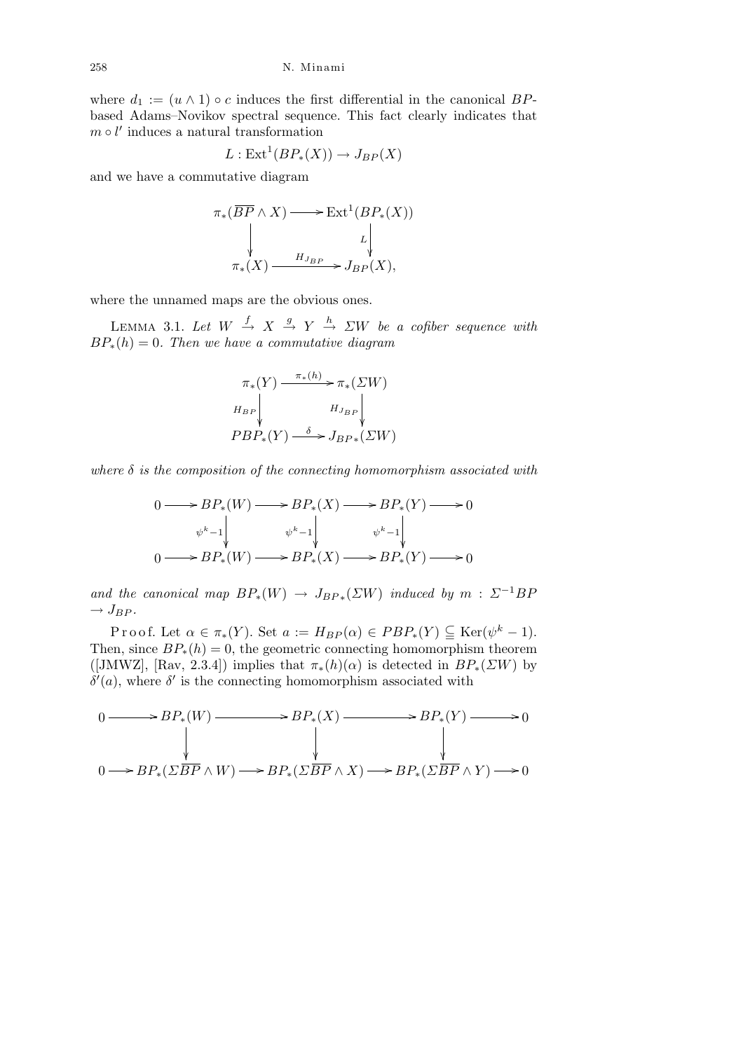where $d_1 := (u \wedge 1) \circ c$ induces the first differential in the canonical $BP$-based Adams–Novikov spectral sequence. This fact clearly indicates that $m \circ l'$ induces a natural transformation

$$L : \mathrm{Ext}^1(BP_*(X)) \to J_{BP}(X)$$

and we have a commutative diagram

$$\begin{array}{ccc}
\pi_*(\overline{BP} \wedge X) & \longrightarrow & \mathrm{Ext}^1(BP_*(X)) \\
\big\downarrow & & \big\downarrow L \\
\pi_*(X) & \xrightarrow{H_{J_{BP}}} & J_{BP}(X),
\end{array}$$

where the unnamed maps are the obvious ones.

LEMMA 3.1. *Let $W \xrightarrow{f} X \xrightarrow{g} Y \xrightarrow{h} \Sigma W$ be a cofiber sequence with $BP_*(h) = 0$. Then we have a commutative diagram*

$$\begin{array}{ccc}
\pi_*(Y) & \xrightarrow{\pi_*(h)} & \pi_*(\Sigma W) \\
{\scriptstyle H_{BP}}\big\downarrow & & \big\downarrow{\scriptstyle H_{J_{BP}}} \\
PBP_*(Y) & \xrightarrow{\delta} & J_{BP*}(\Sigma W)
\end{array}$$

*where $\delta$ is the composition of the connecting homomorphism associated with*

$$\begin{array}{ccccccccc}
0 & \longrightarrow & BP_*(W) & \longrightarrow & BP_*(X) & \longrightarrow & BP_*(Y) & \longrightarrow & 0 \\
 & & {\scriptstyle \psi^k - 1}\big\downarrow & & {\scriptstyle \psi^k - 1}\big\downarrow & & {\scriptstyle \psi^k - 1}\big\downarrow & & \\
0 & \longrightarrow & BP_*(W) & \longrightarrow & BP_*(X) & \longrightarrow & BP_*(Y) & \longrightarrow & 0
\end{array}$$

*and the canonical map $BP_*(W) \to J_{BP*}(\Sigma W)$ induced by $m : \Sigma^{-1}BP \to J_{BP}$.*

Proof. Let $\alpha \in \pi_*(Y)$. Set $a := H_{BP}(\alpha) \in PBP_*(Y) \subseteqq \mathrm{Ker}(\psi^k - 1)$. Then, since $BP_*(h) = 0$, the geometric connecting homomorphism theorem ([JMWZ], [Rav, 2.3.4]) implies that $\pi_*(h)(\alpha)$ is detected in $BP_*(\Sigma W)$ by $\delta'(a)$, where $\delta'$ is the connecting homomorphism associated with

$$\begin{array}{ccccccccc}
0 & \longrightarrow & BP_*(W) & \longrightarrow & BP_*(X) & \longrightarrow & BP_*(Y) & \longrightarrow & 0 \\
 & & \big\downarrow & & \big\downarrow & & \big\downarrow & & \\
0 & \longrightarrow & BP_*(\Sigma\overline{BP} \wedge W) & \longrightarrow & BP_*(\Sigma\overline{BP} \wedge X) & \longrightarrow & BP_*(\Sigma\overline{BP} \wedge Y) & \longrightarrow & 0
\end{array}$$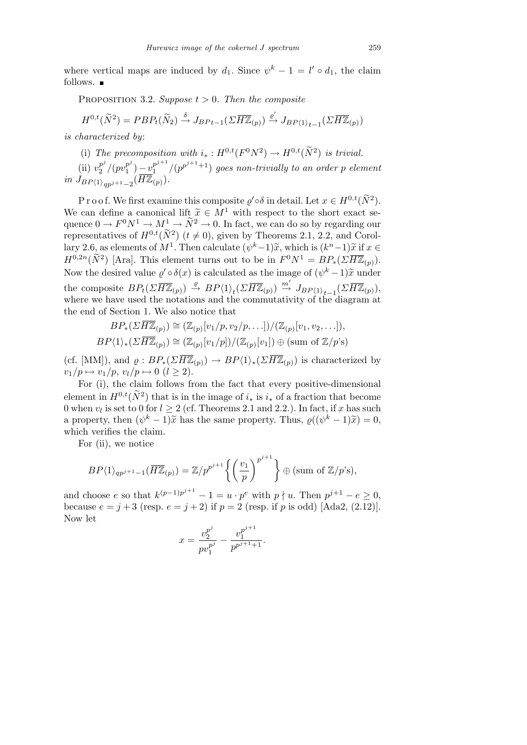where vertical maps are induced by $d_1$. Since $\psi^k - 1 = l' \circ d_1$, the claim follows. ∎

PROPOSITION 3.2. *Suppose $t > 0$. Then the composite*

$$H^{0,t}(\widetilde{N}^2) = PBP_t(\widetilde{N}_2) \xrightarrow{\delta} J_{BP\,t-1}(\Sigma\overline{H\mathbb{Z}}_{(p)}) \xrightarrow{\varrho'} J_{BP\langle 1\rangle_{t-1}}(\Sigma\overline{H\mathbb{Z}}_{(p)})$$

*is characterized by*:

(i) *The precomposition with $i_* : H^{0,t}(F^0N^2) \to H^{0,t}(\widetilde{N}^2)$ is trivial.*

(ii) *$v_2^{p^j}/(pv_1^{p^j}) - v_1^{p^{j+1}}/(p^{p^{j+1}+1})$ goes non-trivially to an order $p$ element in $J_{BP\langle 1\rangle_{qp^{j+1}-2}}(\overline{H\mathbb{Z}}_{(p)})$.*

Proof. We first examine this composite $\varrho' \circ \delta$ in detail. Let $x \in H^{0,t}(\widetilde{N}^2)$. We can define a canonical lift $\widetilde{x} \in M^1$ with respect to the short exact sequence $0 \to F^0N^1 \to M^1 \to \widetilde{N}^2 \to 0$. In fact, we can do so by regarding our representatives of $H^{0,t}(\widetilde{N}^2)$ ($t \neq 0$), given by Theorems 2.1, 2.2, and Corollary 2.6, as elements of $M^1$. Then calculate $(\psi^k - 1)\widetilde{x}$, which is $(k^n - 1)\widetilde{x}$ if $x \in H^{0,2n}(\widetilde{N}^2)$ [Ara]. This element turns out to be in $F^0N^1 = BP_*(\Sigma\overline{H\mathbb{Z}}_{(p)})$. Now the desired value $\varrho' \circ \delta(x)$ is calculated as the image of $(\psi^k - 1)\widetilde{x}$ under the composite $BP_t(\Sigma\overline{H\mathbb{Z}}_{(p)}) \xrightarrow{\varrho} BP\langle 1\rangle_t(\Sigma\overline{H\mathbb{Z}}_{(p)}) \xrightarrow{m'} J_{BP\langle 1\rangle_{t-1}}(\Sigma\overline{H\mathbb{Z}}_{(p)})$, where we have used the notations and the commutativity of the diagram at the end of Section 1. We also notice that

$$BP_*(\Sigma\overline{H\mathbb{Z}}_{(p)}) \cong (\mathbb{Z}_{(p)}[v_1/p, v_2/p, \ldots])/(\mathbb{Z}_{(p)}[v_1, v_2, \ldots]),$$
$$BP\langle 1\rangle_*(\Sigma\overline{H\mathbb{Z}}_{(p)}) \cong (\mathbb{Z}_{(p)}[v_1/p])/(\mathbb{Z}_{(p)}[v_1]) \oplus (\text{sum of } \mathbb{Z}/p\text{'s})$$

(cf. [MM]), and $\varrho : BP_*(\Sigma\overline{H\mathbb{Z}}_{(p)}) \to BP\langle 1\rangle_*(\Sigma\overline{H\mathbb{Z}}_{(p)})$ is characterized by $v_1/p \mapsto v_1/p$, $v_l/p \mapsto 0$ ($l \geq 2$).

For (i), the claim follows from the fact that every positive-dimensional element in $H^{0,t}(\widetilde{N}^2)$ that is in the image of $i_*$ is $i_*$ of a fraction that become 0 when $v_l$ is set to 0 for $l \geq 2$ (cf. Theorems 2.1 and 2.2.). In fact, if $x$ has such a property, then $(\psi^k - 1)\widetilde{x}$ has the same property. Thus, $\varrho((\psi^k - 1)\widetilde{x}) = 0$, which verifies the claim.

For (ii), we notice

$$BP\langle 1\rangle_{qp^{j+1}-1}(\overline{H\mathbb{Z}}_{(p)}) = \mathbb{Z}/p^{p^{j+1}}\left\{\left(\frac{v_1}{p}\right)^{p^{j+1}}\right\} \oplus (\text{sum of } \mathbb{Z}/p\text{'s}),$$

and choose $e$ so that $k^{(p-1)p^{j+1}} - 1 = u \cdot p^e$ with $p \nmid u$. Then $p^{j+1} - e \geq 0$, because $e = j + 3$ (resp. $e = j + 2$) if $p = 2$ (resp. if $p$ is odd) [Ada2, (2.12)]. Now let

$$x = \frac{v_2^{p^j}}{pv_1^{p^j}} - \frac{v_1^{p^{j+1}}}{p^{p^{j+1}+1}}.$$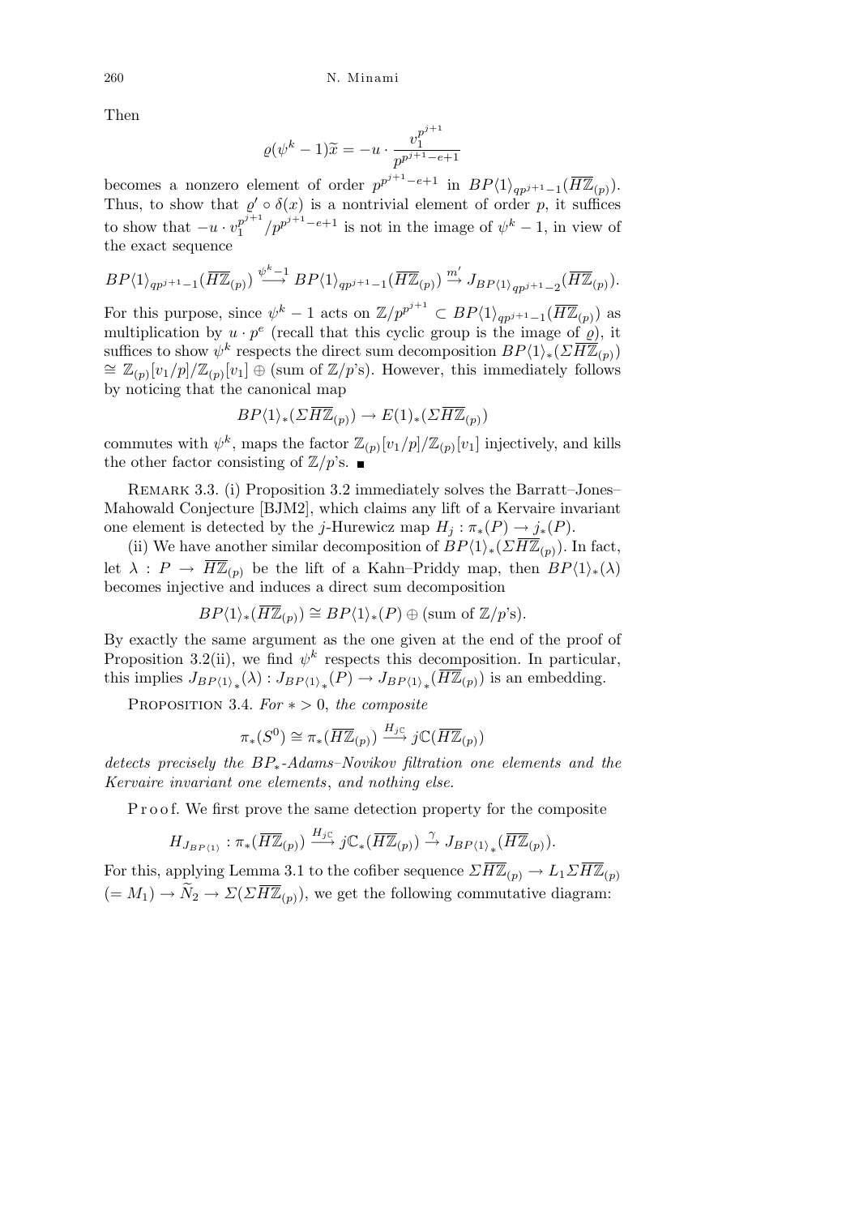Then

$$\varrho(\psi^k - 1)\widetilde{x} = -u \cdot \frac{v_1^{p^{j+1}}}{p^{p^{j+1}-e+1}}$$

becomes a nonzero element of order $p^{p^{j+1}-e+1}$ in $BP\langle 1\rangle_{qp^{j+1}-1}(\overline{H\mathbb{Z}}_{(p)})$. Thus, to show that $\varrho' \circ \delta(x)$ is a nontrivial element of order $p$, it suffices to show that $-u \cdot v_1^{p^{j+1}}/p^{p^{j+1}-e+1}$ is not in the image of $\psi^k - 1$, in view of the exact sequence

$$BP\langle 1\rangle_{qp^{j+1}-1}(\overline{H\mathbb{Z}}_{(p)}) \xrightarrow{\psi^k-1} BP\langle 1\rangle_{qp^{j+1}-1}(\overline{H\mathbb{Z}}_{(p)}) \xrightarrow{m'} J_{BP\langle 1\rangle}{}_{qp^{j+1}-2}(\overline{H\mathbb{Z}}_{(p)}).$$

For this purpose, since $\psi^k - 1$ acts on $\mathbb{Z}/p^{p^{j+1}} \subset BP\langle 1\rangle_{qp^{j+1}-1}(\overline{H\mathbb{Z}}_{(p)})$ as multiplication by $u \cdot p^e$ (recall that this cyclic group is the image of $\varrho$), it suffices to show $\psi^k$ respects the direct sum decomposition $BP\langle 1\rangle_*(\Sigma\overline{H\mathbb{Z}}_{(p)}) \cong \mathbb{Z}_{(p)}[v_1/p]/\mathbb{Z}_{(p)}[v_1] \oplus$ (sum of $\mathbb{Z}/p$'s). However, this immediately follows by noticing that the canonical map

$$BP\langle 1\rangle_*(\Sigma\overline{H\mathbb{Z}}_{(p)}) \to E(1)_*(\Sigma\overline{H\mathbb{Z}}_{(p)})$$

commutes with $\psi^k$, maps the factor $\mathbb{Z}_{(p)}[v_1/p]/\mathbb{Z}_{(p)}[v_1]$ injectively, and kills the other factor consisting of $\mathbb{Z}/p$'s. ∎

Remark 3.3. (i) Proposition 3.2 immediately solves the Barratt–Jones–Mahowald Conjecture [BJM2], which claims any lift of a Kervaire invariant one element is detected by the $j$-Hurewicz map $H_j : \pi_*(P) \to j_*(P)$.

(ii) We have another similar decomposition of $BP\langle 1\rangle_*(\Sigma\overline{H\mathbb{Z}}_{(p)})$. In fact, let $\lambda : P \to \overline{H\mathbb{Z}}_{(p)}$ be the lift of a Kahn–Priddy map, then $BP\langle 1\rangle_*(\lambda)$ becomes injective and induces a direct sum decomposition

$$BP\langle 1\rangle_*(\overline{H\mathbb{Z}}_{(p)}) \cong BP\langle 1\rangle_*(P) \oplus (\text{sum of } \mathbb{Z}/p\text{'s}).$$

By exactly the same argument as the one given at the end of the proof of Proposition 3.2(ii), we find $\psi^k$ respects this decomposition. In particular, this implies $J_{BP\langle 1\rangle_*}(\lambda) : J_{BP\langle 1\rangle_*}(P) \to J_{BP\langle 1\rangle_*}(\overline{H\mathbb{Z}}_{(p)})$ is an embedding.

Proposition 3.4. *For $* > 0$, the composite*

$$\pi_*(S^0) \cong \pi_*(\overline{H\mathbb{Z}}_{(p)}) \xrightarrow{H_{j\mathbb{C}}} j\mathbb{C}(\overline{H\mathbb{Z}}_{(p)})$$

*detects precisely the $BP_*$-Adams–Novikov filtration one elements and the Kervaire invariant one elements, and nothing else.*

Proof. We first prove the same detection property for the composite

$$H_{J_{BP\langle 1\rangle}} : \pi_*(\overline{H\mathbb{Z}}_{(p)}) \xrightarrow{H_{j\mathbb{C}}} j\mathbb{C}_*(\overline{H\mathbb{Z}}_{(p)}) \xrightarrow{\gamma} J_{BP\langle 1\rangle_*}(\overline{H\mathbb{Z}}_{(p)}).$$

For this, applying Lemma 3.1 to the cofiber sequence $\Sigma\overline{H\mathbb{Z}}_{(p)} \to L_1\Sigma\overline{H\mathbb{Z}}_{(p)}$ $(= M_1) \to \widetilde{N}_2 \to \Sigma(\Sigma\overline{H\mathbb{Z}}_{(p)})$, we get the following commutative diagram: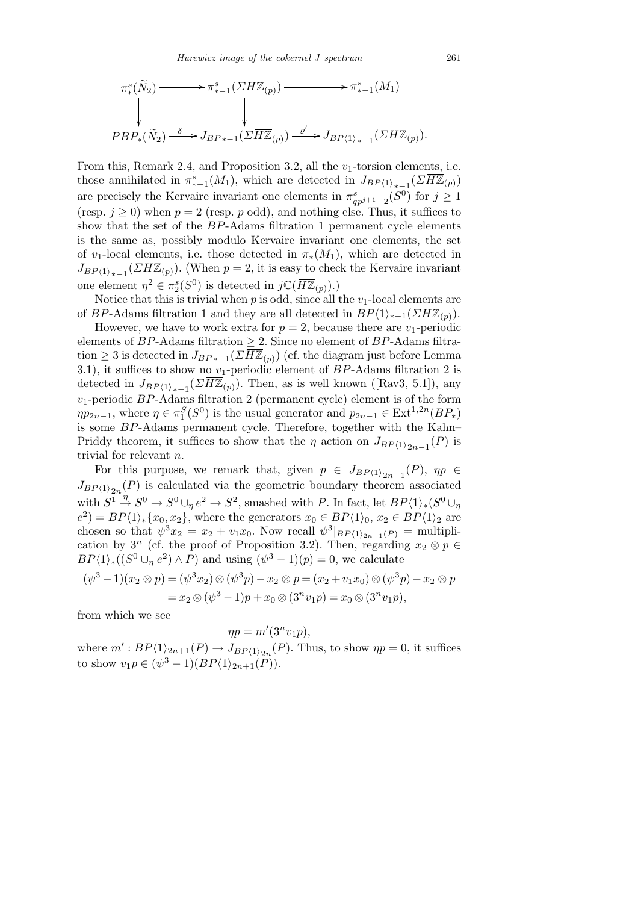$$
\begin{array}{ccccc}
\pi_*^s(\widetilde{N}_2) & \longrightarrow & \pi_{*-1}^s(\Sigma\overline{H\mathbb{Z}}_{(p)}) & \longrightarrow & \pi_{*-1}^s(M_1) \\
\downarrow & & \downarrow & & \\
PBP_*(\widetilde{N}_2) & \xrightarrow{\delta} & J_{BP*-1}(\Sigma\overline{H\mathbb{Z}}_{(p)}) & \xrightarrow{\varrho'} & J_{BP\langle 1\rangle_{*-1}}(\Sigma\overline{H\mathbb{Z}}_{(p)}).
\end{array}
$$

From this, Remark 2.4, and Proposition 3.2, all the $v_1$-torsion elements, i.e. those annihilated in $\pi_{*-1}^s(M_1)$, which are detected in $J_{BP\langle 1\rangle_{*-1}}(\Sigma\overline{H\mathbb{Z}}_{(p)})$ are precisely the Kervaire invariant one elements in $\pi_{qp^{j+1}-2}^s(S^0)$ for $j \geq 1$ (resp. $j \geq 0$) when $p = 2$ (resp. $p$ odd), and nothing else. Thus, it suffices to show that the set of the $BP$-Adams filtration 1 permanent cycle elements is the same as, possibly modulo Kervaire invariant one elements, the set of $v_1$-local elements, i.e. those detected in $\pi_*(M_1)$, which are detected in $J_{BP\langle 1\rangle_{*-1}}(\Sigma\overline{H\mathbb{Z}}_{(p)})$. (When $p = 2$, it is easy to check the Kervaire invariant one element $\eta^2 \in \pi_2^s(S^0)$ is detected in $j\mathbb{C}(\overline{H\mathbb{Z}}_{(p)})$.)

Notice that this is trivial when $p$ is odd, since all the $v_1$-local elements are of $BP$-Adams filtration 1 and they are all detected in $BP\langle 1\rangle_{*-1}(\Sigma\overline{H\mathbb{Z}}_{(p)})$.

However, we have to work extra for $p = 2$, because there are $v_1$-periodic elements of $BP$-Adams filtration $\geq 2$. Since no element of $BP$-Adams filtration $\geq 3$ is detected in $J_{BP*-1}(\Sigma\overline{H\mathbb{Z}}_{(p)})$ (cf. the diagram just before Lemma 3.1), it suffices to show no $v_1$-periodic element of $BP$-Adams filtration 2 is detected in $J_{BP\langle 1\rangle_{*-1}}(\Sigma\overline{H\mathbb{Z}}_{(p)})$. Then, as is well known ([Rav3, 5.1]), any $v_1$-periodic $BP$-Adams filtration 2 (permanent cycle) element is of the form $\eta p_{2n-1}$, where $\eta \in \pi_1^S(S^0)$ is the usual generator and $p_{2n-1} \in \mathrm{Ext}^{1,2n}(BP_*)$ is some $BP$-Adams permanent cycle. Therefore, together with the Kahn–Priddy theorem, it suffices to show that the $\eta$ action on $J_{BP\langle 1\rangle_{2n-1}}(P)$ is trivial for relevant $n$.

For this purpose, we remark that, given $p \in J_{BP\langle 1\rangle_{2n-1}}(P)$, $\eta p \in J_{BP\langle 1\rangle_{2n}}(P)$ is calculated via the geometric boundary theorem associated with $S^1 \xrightarrow{\eta} S^0 \to S^0 \cup_\eta e^2 \to S^2$, smashed with $P$. In fact, let $BP\langle 1\rangle_*(S^0 \cup_\eta e^2) = BP\langle 1\rangle_*\{x_0, x_2\}$, where the generators $x_0 \in BP\langle 1\rangle_0$, $x_2 \in BP\langle 1\rangle_2$ are chosen so that $\psi^3 x_2 = x_2 + v_1 x_0$. Now recall $\psi^3|_{BP\langle 1\rangle_{2n-1}(P)} =$ multiplication by $3^n$ (cf. the proof of Proposition 3.2). Then, regarding $x_2 \otimes p \in BP\langle 1\rangle_*((S^0 \cup_\eta e^2) \wedge P)$ and using $(\psi^3 - 1)(p) = 0$, we calculate

$$
\begin{aligned}
(\psi^3 - 1)(x_2 \otimes p) &= (\psi^3 x_2) \otimes (\psi^3 p) - x_2 \otimes p = (x_2 + v_1 x_0) \otimes (\psi^3 p) - x_2 \otimes p \\
&= x_2 \otimes (\psi^3 - 1)p + x_0 \otimes (3^n v_1 p) = x_0 \otimes (3^n v_1 p),
\end{aligned}
$$

from which we see

$$
\eta p = m'(3^n v_1 p),
$$

where $m' : BP\langle 1\rangle_{2n+1}(P) \to J_{BP\langle 1\rangle_{2n}}(P)$. Thus, to show $\eta p = 0$, it suffices to show $v_1 p \in (\psi^3 - 1)(BP\langle 1\rangle_{2n+1}(P))$.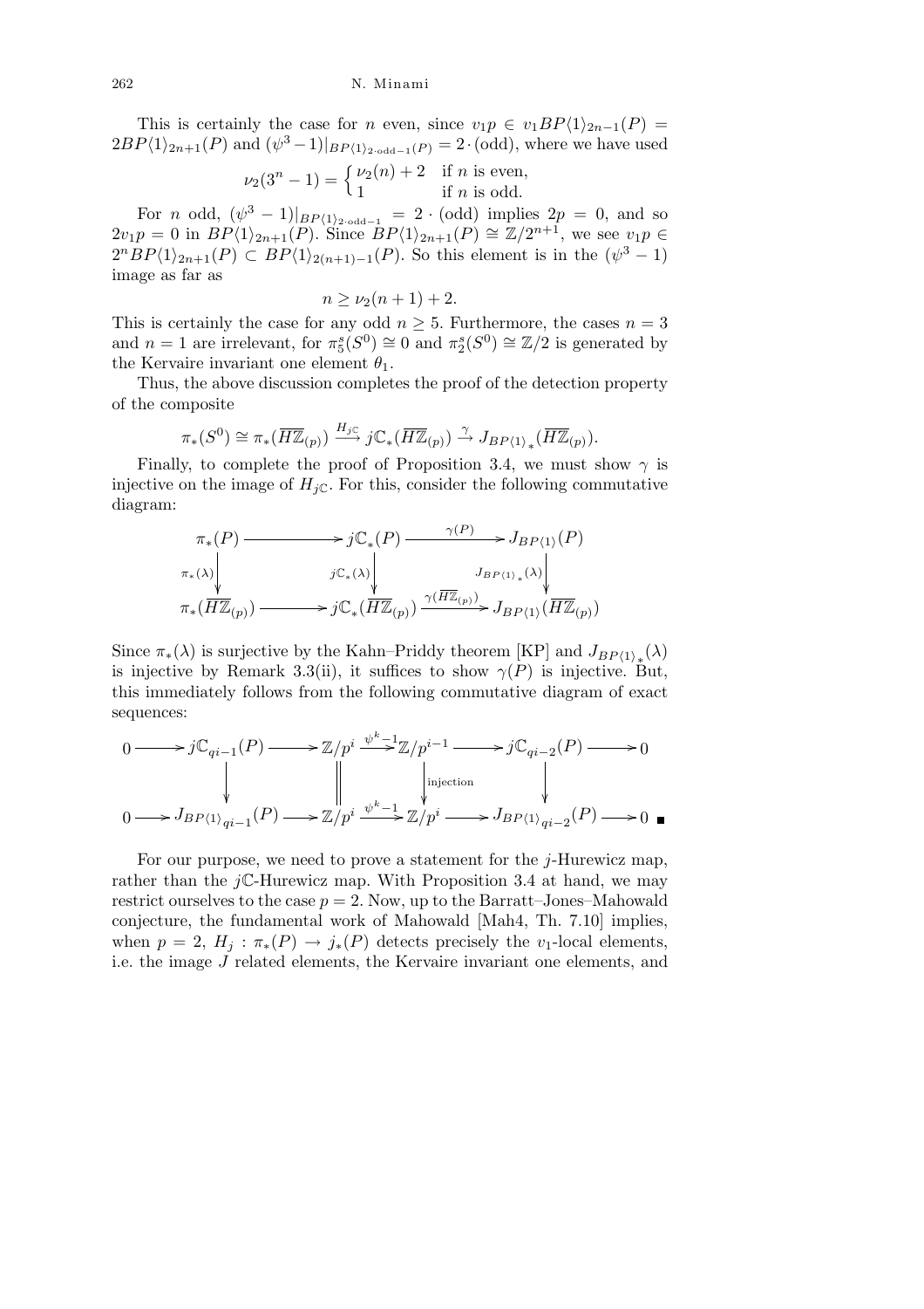This is certainly the case for $n$ even, since $v_1 p \in v_1 BP\langle 1\rangle_{2n-1}(P) = 2BP\langle 1\rangle_{2n+1}(P)$ and $(\psi^3-1)|_{BP\langle 1\rangle_{2\cdot\mathrm{odd}-1}(P)} = 2\cdot(\mathrm{odd})$, where we have used

$$\nu_2(3^n-1) = \begin{cases} \nu_2(n)+2 & \text{if } n \text{ is even,} \\ 1 & \text{if } n \text{ is odd.} \end{cases}$$

For $n$ odd, $(\psi^3-1)|_{BP\langle 1\rangle_{2\cdot\mathrm{odd}-1}} = 2\cdot(\mathrm{odd})$ implies $2p=0$, and so $2v_1 p = 0$ in $BP\langle 1\rangle_{2n+1}(P)$. Since $BP\langle 1\rangle_{2n+1}(P) \cong \mathbb{Z}/2^{n+1}$, we see $v_1 p \in 2^n BP\langle 1\rangle_{2n+1}(P) \subset BP\langle 1\rangle_{2(n+1)-1}(P)$. So this element is in the $(\psi^3-1)$ image as far as

$$n \geq \nu_2(n+1)+2.$$

This is certainly the case for any odd $n\geq 5$. Furthermore, the cases $n=3$ and $n=1$ are irrelevant, for $\pi_5^s(S^0)\cong 0$ and $\pi_2^s(S^0)\cong \mathbb{Z}/2$ is generated by the Kervaire invariant one element $\theta_1$.

Thus, the above discussion completes the proof of the detection property of the composite

$$\pi_*(S^0) \cong \pi_*(\overline{H\mathbb{Z}}_{(p)}) \xrightarrow{H_{j\mathbb{C}}} j\mathbb{C}_*(\overline{H\mathbb{Z}}_{(p)}) \xrightarrow{\gamma} J_{BP\langle 1\rangle_*}(\overline{H\mathbb{Z}}_{(p)}).$$

Finally, to complete the proof of Proposition 3.4, we must show $\gamma$ is injective on the image of $H_{j\mathbb{C}}$. For this, consider the following commutative diagram:

$$\begin{array}{ccccc}
\pi_*(P) & \longrightarrow & j\mathbb{C}_*(P) & \xrightarrow{\gamma(P)} & J_{BP\langle 1\rangle}(P) \\
\downarrow{\scriptstyle \pi_*(\lambda)} & & \downarrow{\scriptstyle j\mathbb{C}_*(\lambda)} & & \downarrow{\scriptstyle J_{BP\langle 1\rangle_*}(\lambda)} \\
\pi_*(\overline{H\mathbb{Z}}_{(p)}) & \longrightarrow & j\mathbb{C}_*(\overline{H\mathbb{Z}}_{(p)}) & \xrightarrow{\gamma(\overline{H\mathbb{Z}}_{(p)})} & J_{BP\langle 1\rangle}(\overline{H\mathbb{Z}}_{(p)})
\end{array}$$

Since $\pi_*(\lambda)$ is surjective by the Kahn–Priddy theorem [KP] and $J_{BP\langle 1\rangle_*}(\lambda)$ is injective by Remark 3.3(ii), it suffices to show $\gamma(P)$ is injective. But, this immediately follows from the following commutative diagram of exact sequences:

$$\begin{array}{ccccccccccc}
0 & \to & j\mathbb{C}_{qi-1}(P) & \to & \mathbb{Z}/p^i & \xrightarrow{\psi^k-1} & \mathbb{Z}/p^{i-1} & \to & j\mathbb{C}_{qi-2}(P) & \to & 0 \\
 & & \downarrow & & \| & & \downarrow{\scriptstyle \text{injection}} & & \downarrow & & \\
0 & \to & J_{BP\langle 1\rangle_{qi-1}}(P) & \to & \mathbb{Z}/p^i & \xrightarrow{\psi^k-1} & \mathbb{Z}/p^i & \to & J_{BP\langle 1\rangle_{qi-2}}(P) & \to & 0
\end{array}$$ ■

For our purpose, we need to prove a statement for the $j$-Hurewicz map, rather than the $j\mathbb{C}$-Hurewicz map. With Proposition 3.4 at hand, we may restrict ourselves to the case $p=2$. Now, up to the Barratt–Jones–Mahowald conjecture, the fundamental work of Mahowald [Mah4, Th. 7.10] implies, when $p=2$, $H_j : \pi_*(P)\to j_*(P)$ detects precisely the $v_1$-local elements, i.e. the image $J$ related elements, the Kervaire invariant one elements, and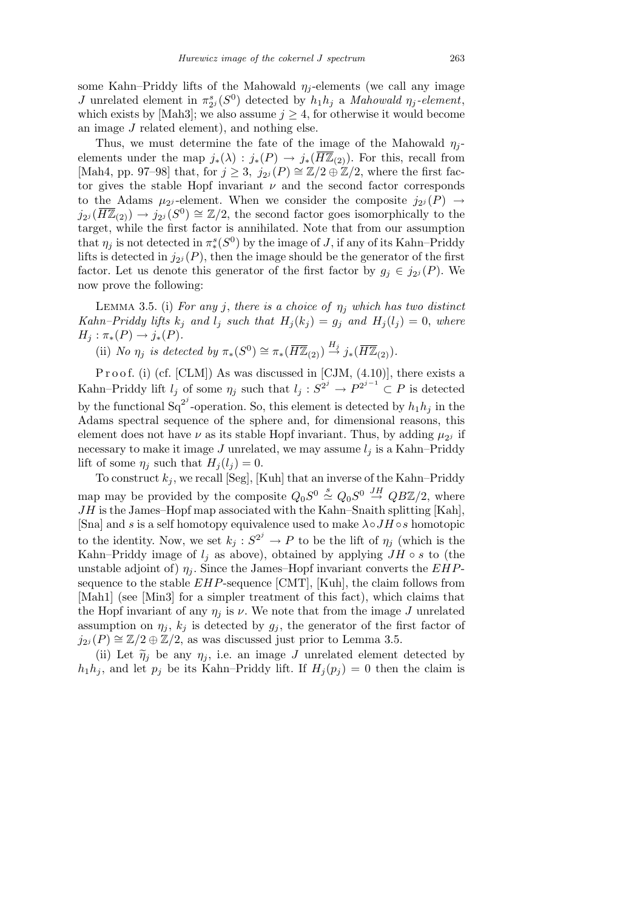some Kahn–Priddy lifts of the Mahowald $\eta_j$-elements (we call any image $J$ unrelated element in $\pi^s_{2^j}(S^0)$ detected by $h_1h_j$ a *Mahowald* $\eta_j$*-element*, which exists by [Mah3]; we also assume $j \geq 4$, for otherwise it would become an image $J$ related element), and nothing else.

Thus, we must determine the fate of the image of the Mahowald $\eta_j$-elements under the map $j_*(\lambda) : j_*(P) \to j_*(\overline{H\mathbb{Z}}_{(2)})$. For this, recall from [Mah4, pp. 97–98] that, for $j \geq 3$, $j_{2^j}(P) \cong \mathbb{Z}/2 \oplus \mathbb{Z}/2$, where the first factor gives the stable Hopf invariant $\nu$ and the second factor corresponds to the Adams $\mu_{2^j}$-element. When we consider the composite $j_{2^j}(P) \to j_{2^j}(\overline{H\mathbb{Z}}_{(2)}) \to j_{2^j}(S^0) \cong \mathbb{Z}/2$, the second factor goes isomorphically to the target, while the first factor is annihilated. Note that from our assumption that $\eta_j$ is not detected in $\pi^s_*(S^0)$ by the image of $J$, if any of its Kahn–Priddy lifts is detected in $j_{2^j}(P)$, then the image should be the generator of the first factor. Let us denote this generator of the first factor by $g_j \in j_{2^j}(P)$. We now prove the following:

LEMMA 3.5. (i) *For any* $j$, *there is a choice of* $\eta_j$ *which has two distinct Kahn–Priddy lifts* $k_j$ *and* $l_j$ *such that* $H_j(k_j) = g_j$ *and* $H_j(l_j) = 0$, *where* $H_j : \pi_*(P) \to j_*(P)$.

(ii) *No* $\eta_j$ *is detected by* $\pi_*(S^0) \cong \pi_*(\overline{H\mathbb{Z}}_{(2)}) \xrightarrow{H_j} j_*(\overline{H\mathbb{Z}}_{(2)})$.

Proof. (i) (cf. [CLM]) As was discussed in [CJM, (4.10)], there exists a Kahn–Priddy lift $l_j$ of some $\eta_j$ such that $l_j : S^{2^j} \to P^{2^{j-1}} \subset P$ is detected by the functional $\mathrm{Sq}^{2^j}$-operation. So, this element is detected by $h_1h_j$ in the Adams spectral sequence of the sphere and, for dimensional reasons, this element does not have $\nu$ as its stable Hopf invariant. Thus, by adding $\mu_{2^j}$ if necessary to make it image $J$ unrelated, we may assume $l_j$ is a Kahn–Priddy lift of some $\eta_j$ such that $H_j(l_j) = 0$.

To construct $k_j$, we recall [Seg], [Kuh] that an inverse of the Kahn–Priddy map may be provided by the composite $Q_0S^0 \overset{s}{\simeq} Q_0S^0 \overset{JH}{\to} QB\mathbb{Z}/2$, where $JH$ is the James–Hopf map associated with the Kahn–Snaith splitting [Kah], [Sna] and $s$ is a self homotopy equivalence used to make $\lambda \circ JH \circ s$ homotopic to the identity. Now, we set $k_j : S^{2^j} \to P$ to be the lift of $\eta_j$ (which is the Kahn–Priddy image of $l_j$ as above), obtained by applying $JH \circ s$ to (the unstable adjoint of) $\eta_j$. Since the James–Hopf invariant converts the $EHP$-sequence to the stable $EHP$-sequence [CMT], [Kuh], the claim follows from [Mah1] (see [Min3] for a simpler treatment of this fact), which claims that the Hopf invariant of any $\eta_j$ is $\nu$. We note that from the image $J$ unrelated assumption on $\eta_j$, $k_j$ is detected by $g_j$, the generator of the first factor of $j_{2^j}(P) \cong \mathbb{Z}/2 \oplus \mathbb{Z}/2$, as was discussed just prior to Lemma 3.5.

(ii) Let $\widetilde{\eta}_j$ be any $\eta_j$, i.e. an image $J$ unrelated element detected by $h_1h_j$, and let $p_j$ be its Kahn–Priddy lift. If $H_j(p_j) = 0$ then the claim is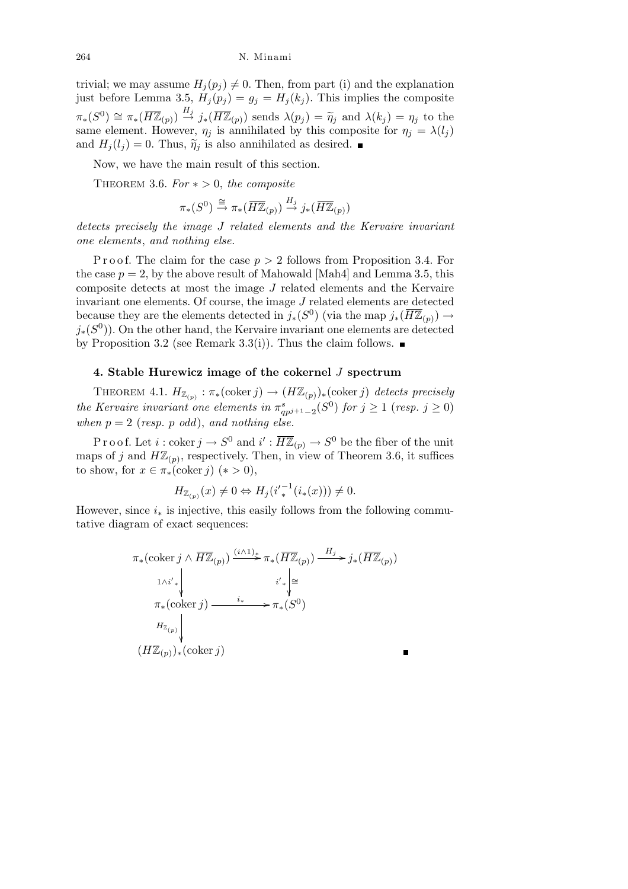trivial; we may assume $H_j(p_j) \neq 0$. Then, from part (i) and the explanation just before Lemma 3.5, $H_j(p_j) = g_j = H_j(k_j)$. This implies the composite $\pi_*(S^0) \cong \pi_*(\overline{H\mathbb{Z}}_{(p)}) \xrightarrow{H_j} j_*(\overline{H\mathbb{Z}}_{(p)})$ sends $\lambda(p_j) = \widetilde{\eta}_j$ and $\lambda(k_j) = \eta_j$ to the same element. However, $\eta_j$ is annihilated by this composite for $\eta_j = \lambda(l_j)$ and $H_j(l_j) = 0$. Thus, $\widetilde{\eta}_j$ is also annihilated as desired. ∎

Now, we have the main result of this section.

THEOREM 3.6. *For $* > 0$, the composite*

$$\pi_*(S^0) \xrightarrow{\cong} \pi_*(\overline{H\mathbb{Z}}_{(p)}) \xrightarrow{H_j} j_*(\overline{H\mathbb{Z}}_{(p)})$$

*detects precisely the image $J$ related elements and the Kervaire invariant one elements, and nothing else.*

Proof. The claim for the case $p > 2$ follows from Proposition 3.4. For the case $p = 2$, by the above result of Mahowald [Mah4] and Lemma 3.5, this composite detects at most the image $J$ related elements and the Kervaire invariant one elements. Of course, the image $J$ related elements are detected because they are the elements detected in $j_*(S^0)$ (via the map $j_*(\overline{H\mathbb{Z}}_{(p)}) \to j_*(S^0)$). On the other hand, the Kervaire invariant one elements are detected by Proposition 3.2 (see Remark 3.3(i)). Thus the claim follows. ∎

## 4. Stable Hurewicz image of the cokernel $J$ spectrum

THEOREM 4.1. *$H_{\mathbb{Z}_{(p)}} : \pi_*(\operatorname{coker} j) \to (H\mathbb{Z}_{(p)})_*(\operatorname{coker} j)$ detects precisely the Kervaire invariant one elements in $\pi^s_{qp^{j+1}-2}(S^0)$ for $j \geq 1$ (resp. $j \geq 0$) when $p = 2$ (resp. $p$ odd), and nothing else.*

Proof. Let $i : \operatorname{coker} j \to S^0$ and $i' : \overline{H\mathbb{Z}}_{(p)} \to S^0$ be the fiber of the unit maps of $j$ and $H\mathbb{Z}_{(p)}$, respectively. Then, in view of Theorem 3.6, it suffices to show, for $x \in \pi_*(\operatorname{coker} j)$ $(* > 0)$,

$$H_{\mathbb{Z}_{(p)}}(x) \neq 0 \Leftrightarrow H_j({i'}_*^{-1}(i_*(x))) \neq 0.$$

However, since $i_*$ is injective, this easily follows from the following commutative diagram of exact sequences:

$$\begin{array}{ccccc}
\pi_*(\operatorname{coker} j \wedge \overline{H\mathbb{Z}}_{(p)}) & \xrightarrow{(i\wedge 1)_*} & \pi_*(\overline{H\mathbb{Z}}_{(p)}) & \xrightarrow{H_j} & j_*(\overline{H\mathbb{Z}}_{(p)}) \\
\downarrow{\scriptstyle 1\wedge i'_*} & & \downarrow{\scriptstyle i'_*}\,\cong & & \\
\pi_*(\operatorname{coker} j) & \xrightarrow{i_*} & \pi_*(S^0) & & \\
\downarrow{\scriptstyle H_{\mathbb{Z}_{(p)}}} & & & & \\
(H\mathbb{Z}_{(p)})_*(\operatorname{coker} j) & & & &
\end{array}$$

∎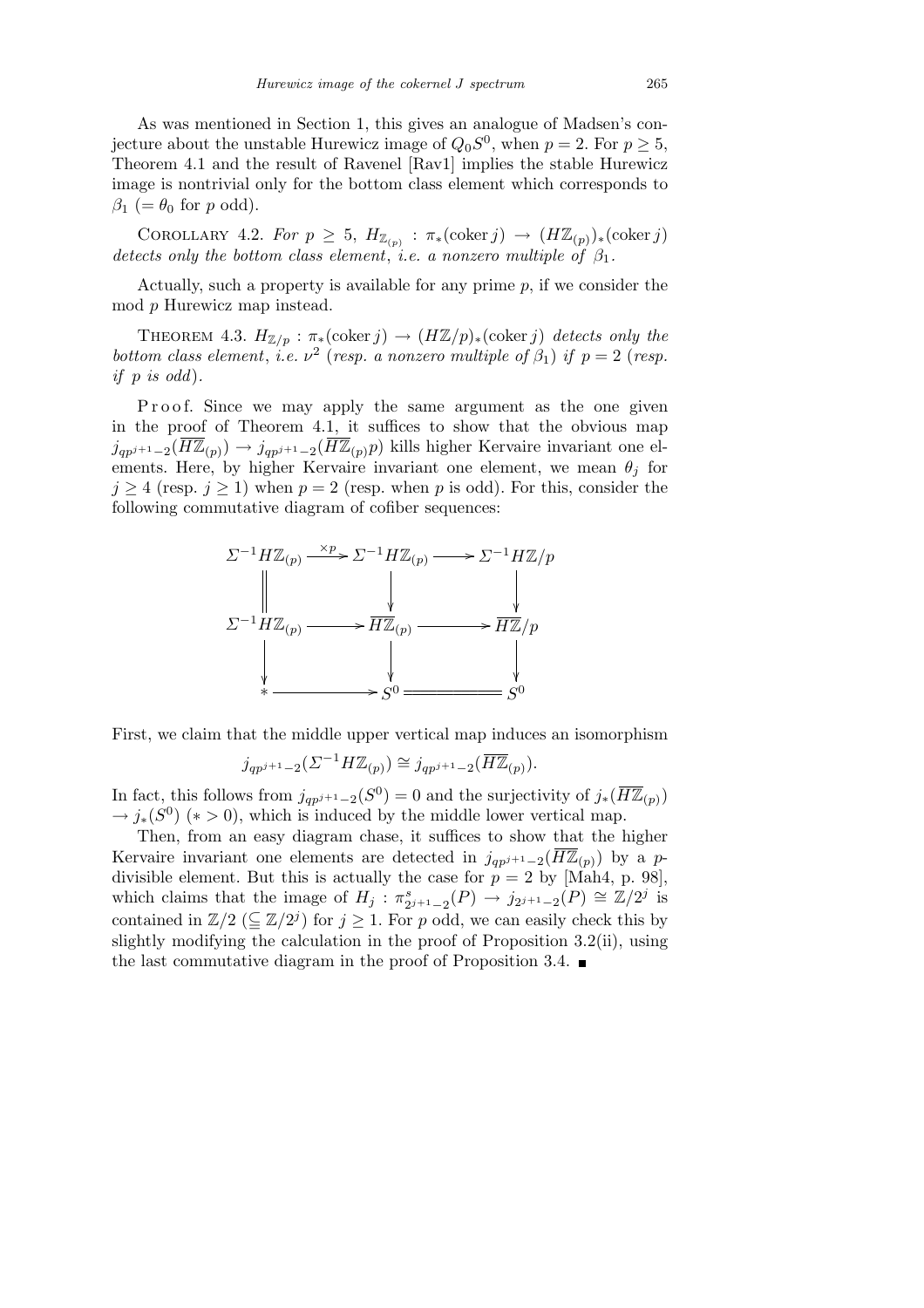As was mentioned in Section 1, this gives an analogue of Madsen's conjecture about the unstable Hurewicz image of $Q_0S^0$, when $p=2$. For $p\ge 5$, Theorem 4.1 and the result of Ravenel [Rav1] implies the stable Hurewicz image is nontrivial only for the bottom class element which corresponds to $\beta_1$ ($=\theta_0$ for $p$ odd).

Corollary 4.2. *For $p\ge 5$, $H_{\mathbb{Z}_{(p)}}:\pi_*(\operatorname{coker} j)\to (H\mathbb{Z}_{(p)})_*(\operatorname{coker} j)$ detects only the bottom class element, i.e. a nonzero multiple of $\beta_1$.*

Actually, such a property is available for any prime $p$, if we consider the mod $p$ Hurewicz map instead.

Theorem 4.3. *$H_{\mathbb{Z}/p}:\pi_*(\operatorname{coker} j)\to (H\mathbb{Z}/p)_*(\operatorname{coker} j)$ detects only the bottom class element, i.e. $\nu^2$ (resp. a nonzero multiple of $\beta_1$) if $p=2$ (resp. if $p$ is odd).*

Proof. Since we may apply the same argument as the one given in the proof of Theorem 4.1, it suffices to show that the obvious map $j_{qp^{j+1}-2}(\overline{H\mathbb{Z}}_{(p)})\to j_{qp^{j+1}-2}(\overline{H\mathbb{Z}}_{(p)}p)$ kills higher Kervaire invariant one elements. Here, by higher Kervaire invariant one element, we mean $\theta_j$ for $j\ge 4$ (resp. $j\ge 1$) when $p=2$ (resp. when $p$ is odd). For this, consider the following commutative diagram of cofiber sequences:

$$\begin{array}{ccccc}
\Sigma^{-1}H\mathbb{Z}_{(p)} & \xrightarrow{\times p} & \Sigma^{-1}H\mathbb{Z}_{(p)} & \longrightarrow & \Sigma^{-1}H\mathbb{Z}/p \\
\| & & \downarrow & & \downarrow \\
\Sigma^{-1}H\mathbb{Z}_{(p)} & \longrightarrow & \overline{H\mathbb{Z}}_{(p)} & \longrightarrow & \overline{H\mathbb{Z}}/p \\
\downarrow & & \downarrow & & \downarrow \\
* & \longrightarrow & S^0 & = & S^0
\end{array}$$

First, we claim that the middle upper vertical map induces an isomorphism

$$j_{qp^{j+1}-2}(\Sigma^{-1}H\mathbb{Z}_{(p)})\cong j_{qp^{j+1}-2}(\overline{H\mathbb{Z}}_{(p)}).$$

In fact, this follows from $j_{qp^{j+1}-2}(S^0)=0$ and the surjectivity of $j_*(\overline{H\mathbb{Z}}_{(p)})\to j_*(S^0)$ ($*>0$), which is induced by the middle lower vertical map.

Then, from an easy diagram chase, it suffices to show that the higher Kervaire invariant one elements are detected in $j_{qp^{j+1}-2}(\overline{H\mathbb{Z}}_{(p)})$ by a $p$-divisible element. But this is actually the case for $p=2$ by [Mah4, p. 98], which claims that the image of $H_j:\pi^s_{2^{j+1}-2}(P)\to j_{2^{j+1}-2}(P)\cong\mathbb{Z}/2^j$ is contained in $\mathbb{Z}/2$ ($\subseteq\mathbb{Z}/2^j$) for $j\ge 1$. For $p$ odd, we can easily check this by slightly modifying the calculation in the proof of Proposition 3.2(ii), using the last commutative diagram in the proof of Proposition 3.4. ∎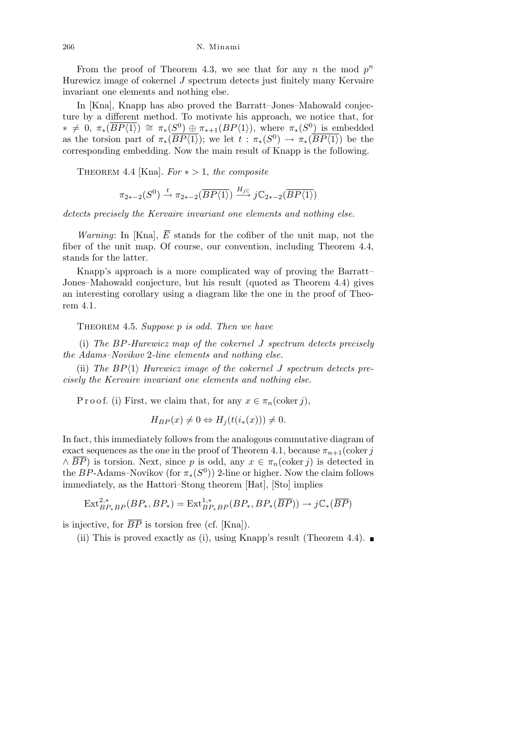From the proof of Theorem 4.3, we see that for any $n$ the mod $p^n$ Hurewicz image of cokernel $J$ spectrum detects just finitely many Kervaire invariant one elements and nothing else.

In [Kna], Knapp has also proved the Barratt–Jones–Mahowald conjecture by a different method. To motivate his approach, we notice that, for $* \neq 0$, $\pi_*(\overline{BP\langle 1\rangle}) \cong \pi_*(S^0) \oplus \pi_{*+1}(BP\langle 1\rangle)$, where $\pi_*(S^0)$ is embedded as the torsion part of $\pi_*(\overline{BP\langle 1\rangle})$; we let $t : \pi_*(S^0) \to \pi_*(\overline{BP\langle 1\rangle})$ be the corresponding embedding. Now the main result of Knapp is the following.

Theorem 4.4 [Kna]. *For $* > 1$, the composite*

$$\pi_{2*-2}(S^0) \xrightarrow{t} \pi_{2*-2}(\overline{BP\langle 1\rangle}) \xrightarrow{H_{j\mathbb{C}}} j\mathbb{C}_{2*-2}(\overline{BP\langle 1\rangle})$$

*detects precisely the Kervaire invariant one elements and nothing else.*

*Warning*: In [Kna], $\overline{E}$ stands for the cofiber of the unit map, not the fiber of the unit map. Of course, our convention, including Theorem 4.4, stands for the latter.

Knapp's approach is a more complicated way of proving the Barratt–Jones–Mahowald conjecture, but his result (quoted as Theorem 4.4) gives an interesting corollary using a diagram like the one in the proof of Theorem 4.1.

Theorem 4.5. *Suppose $p$ is odd. Then we have*

(i) *The $BP$-Hurewicz map of the cokernel $J$ spectrum detects precisely the Adams–Novikov 2-line elements and nothing else.*

(ii) *The $BP\langle 1\rangle$ Hurewicz image of the cokernel $J$ spectrum detects precisely the Kervaire invariant one elements and nothing else.*

Proof. (i) First, we claim that, for any $x \in \pi_n(\operatorname{coker} j)$,

$$H_{BP}(x) \neq 0 \Leftrightarrow H_j(t(i_*(x))) \neq 0.$$

In fact, this immediately follows from the analogous commutative diagram of exact sequences as the one in the proof of Theorem 4.1, because $\pi_{n+1}(\operatorname{coker} j \wedge \overline{BP})$ is torsion. Next, since $p$ is odd, any $x \in \pi_n(\operatorname{coker} j)$ is detected in the $BP$-Adams–Novikov (for $\pi_*(S^0)$) 2-line or higher. Now the claim follows immediately, as the Hattori–Stong theorem [Hat], [Sto] implies

$$\operatorname{Ext}^{2,*}_{BP_*BP}(BP_*, BP_*) = \operatorname{Ext}^{1,*}_{BP_*BP}(BP_*, BP_*(\overline{BP})) \to j\mathbb{C}_*(\overline{BP})$$

is injective, for $\overline{BP}$ is torsion free (cf. [Kna]).

(ii) This is proved exactly as (i), using Knapp's result (Theorem 4.4). ∎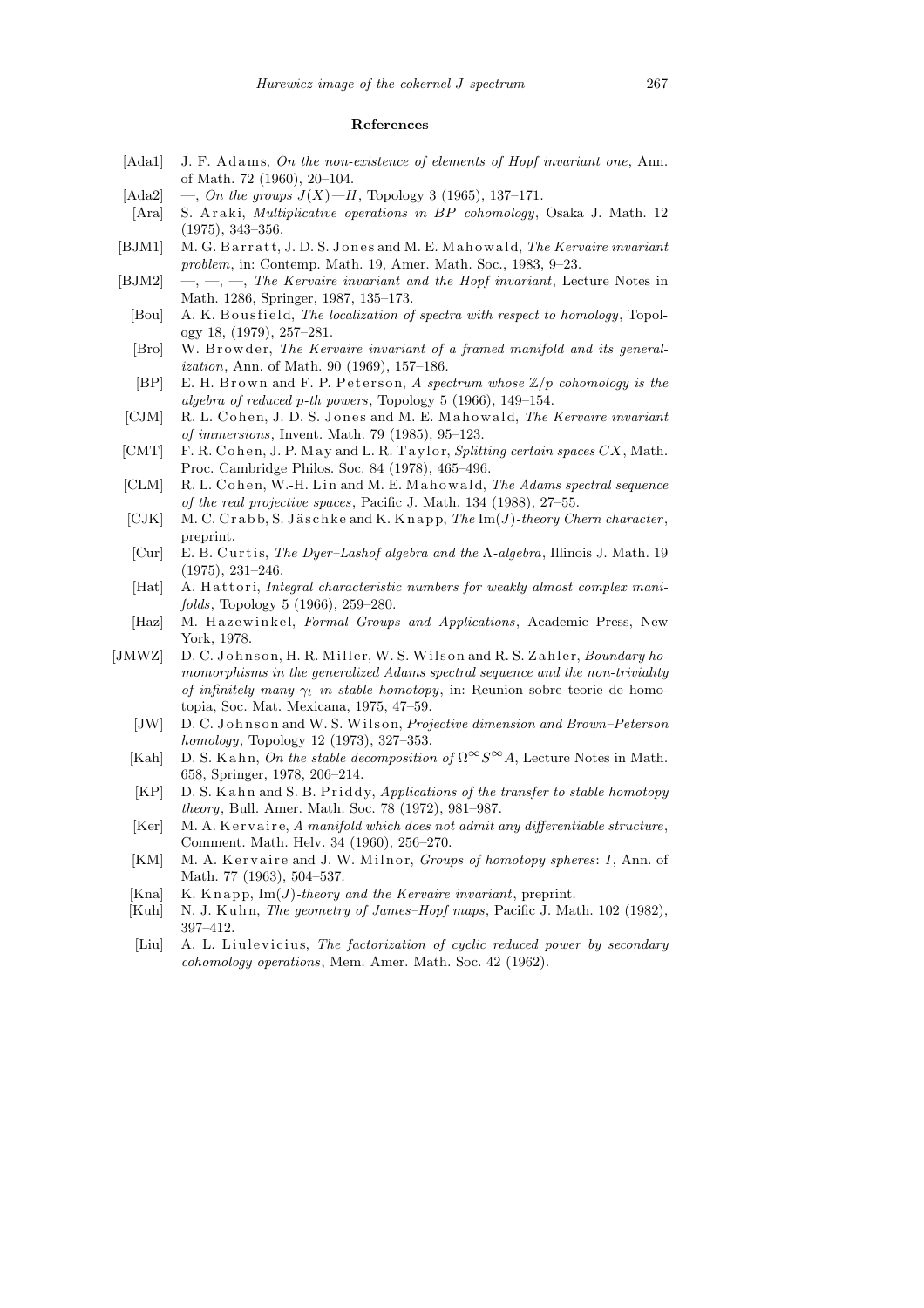## References

- [Ada1] J. F. Adams, *On the non-existence of elements of Hopf invariant one*, Ann. of Math. 72 (1960), 20–104.
- [Ada2] —, *On the groups $J(X)$—$II$*, Topology 3 (1965), 137–171.
- [Ara] S. Araki, *Multiplicative operations in $BP$ cohomology*, Osaka J. Math. 12 (1975), 343–356.
- [BJM1] M. G. Barratt, J. D. S. Jones and M. E. Mahowald, *The Kervaire invariant problem*, in: Contemp. Math. 19, Amer. Math. Soc., 1983, 9–23.
- [BJM2] —, —, —, *The Kervaire invariant and the Hopf invariant*, Lecture Notes in Math. 1286, Springer, 1987, 135–173.
- [Bou] A. K. Bousfield, *The localization of spectra with respect to homology*, Topology 18, (1979), 257–281.
- [Bro] W. Browder, *The Kervaire invariant of a framed manifold and its generalization*, Ann. of Math. 90 (1969), 157–186.
- [BP] E. H. Brown and F. P. Peterson, *A spectrum whose $\mathbb{Z}/p$ cohomology is the algebra of reduced $p$-th powers*, Topology 5 (1966), 149–154.
- [CJM] R. L. Cohen, J. D. S. Jones and M. E. Mahowald, *The Kervaire invariant of immersions*, Invent. Math. 79 (1985), 95–123.
- [CMT] F. R. Cohen, J. P. May and L. R. Taylor, *Splitting certain spaces $CX$*, Math. Proc. Cambridge Philos. Soc. 84 (1978), 465–496.
- [CLM] R. L. Cohen, W.-H. Lin and M. E. Mahowald, *The Adams spectral sequence of the real projective spaces*, Pacific J. Math. 134 (1988), 27–55.
- [CJK] M. C. Crabb, S. Jäschke and K. Knapp, *The* $\mathrm{Im}(J)$*-theory Chern character*, preprint.
- [Cur] E. B. Curtis, *The Dyer–Lashof algebra and the $\Lambda$-algebra*, Illinois J. Math. 19 (1975), 231–246.
- [Hat] A. Hattori, *Integral characteristic numbers for weakly almost complex manifolds*, Topology 5 (1966), 259–280.
- [Haz] M. Hazewinkel, *Formal Groups and Applications*, Academic Press, New York, 1978.
- [JMWZ] D. C. Johnson, H. R. Miller, W. S. Wilson and R. S. Zahler, *Boundary homomorphisms in the generalized Adams spectral sequence and the non-triviality of infinitely many $\gamma_t$ in stable homotopy*, in: Reunion sobre teorie de homotopia, Soc. Mat. Mexicana, 1975, 47–59.
- [JW] D. C. Johnson and W. S. Wilson, *Projective dimension and Brown–Peterson homology*, Topology 12 (1973), 327–353.
- [Kah] D. S. Kahn, *On the stable decomposition of $\Omega^\infty S^\infty A$*, Lecture Notes in Math. 658, Springer, 1978, 206–214.
- [KP] D. S. Kahn and S. B. Priddy, *Applications of the transfer to stable homotopy theory*, Bull. Amer. Math. Soc. 78 (1972), 981–987.
- [Ker] M. A. Kervaire, *A manifold which does not admit any differentiable structure*, Comment. Math. Helv. 34 (1960), 256–270.
- [KM] M. A. Kervaire and J. W. Milnor, *Groups of homotopy spheres*: *I*, Ann. of Math. 77 (1963), 504–537.
- [Kna] K. Knapp, $\mathrm{Im}(J)$*-theory and the Kervaire invariant*, preprint.
- [Kuh] N. J. Kuhn, *The geometry of James–Hopf maps*, Pacific J. Math. 102 (1982), 397–412.
- [Liu] A. L. Liulevicius, *The factorization of cyclic reduced power by secondary cohomology operations*, Mem. Amer. Math. Soc. 42 (1962).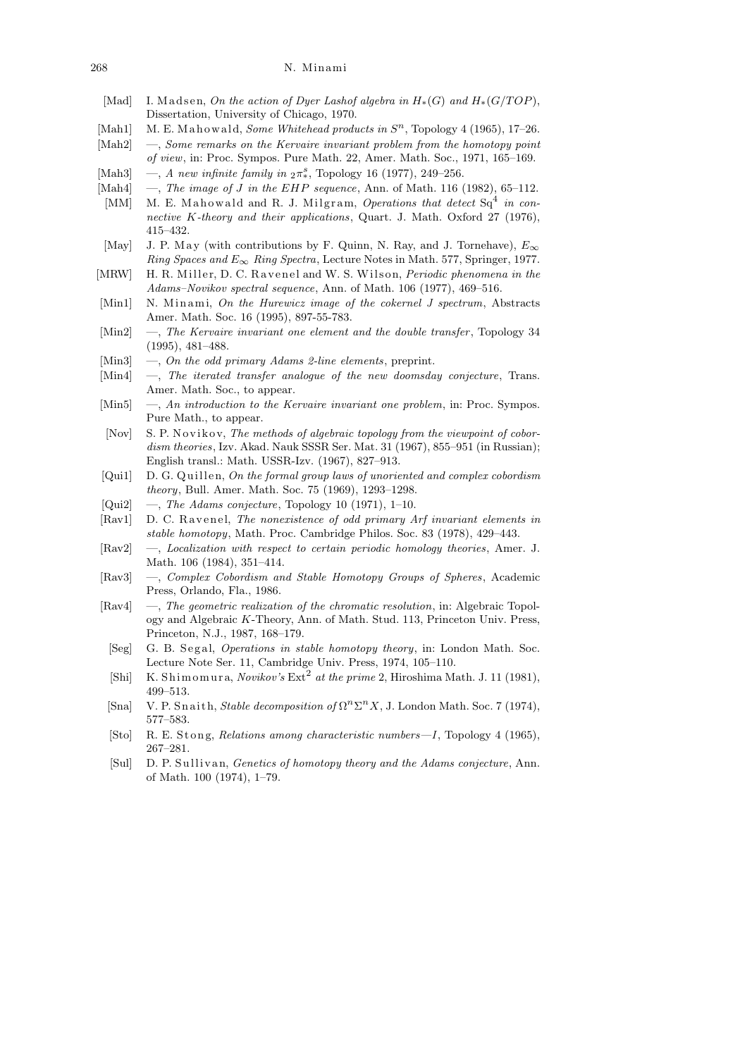- [Mad] I. Madsen, *On the action of Dyer Lashof algebra in $H_*(G)$ and $H_*(G/TOP)$*, Dissertation, University of Chicago, 1970.
- [Mah1] M. E. Mahowald, *Some Whitehead products in $S^n$*, Topology 4 (1965), 17–26.
- [Mah2] —, *Some remarks on the Kervaire invariant problem from the homotopy point of view*, in: Proc. Sympos. Pure Math. 22, Amer. Math. Soc., 1971, 165–169.
- [Mah3] —, *A new infinite family in ${}_2\pi_*^s$*, Topology 16 (1977), 249–256.
- [Mah4] —, *The image of J in the EHP sequence*, Ann. of Math. 116 (1982), 65–112.
- [MM] M. E. Mahowald and R. J. Milgram, *Operations that detect $\mathrm{Sq}^4$ in connective K-theory and their applications*, Quart. J. Math. Oxford 27 (1976), 415–432.
- [May] J. P. May (with contributions by F. Quinn, N. Ray, and J. Tornehave), *$E_\infty$ Ring Spaces and $E_\infty$ Ring Spectra*, Lecture Notes in Math. 577, Springer, 1977.
- [MRW] H. R. Miller, D. C. Ravenel and W. S. Wilson, *Periodic phenomena in the Adams–Novikov spectral sequence*, Ann. of Math. 106 (1977), 469–516.
- [Min1] N. Minami, *On the Hurewicz image of the cokernel J spectrum*, Abstracts Amer. Math. Soc. 16 (1995), 897-55-783.
- [Min2] —, *The Kervaire invariant one element and the double transfer*, Topology 34 (1995), 481–488.
- [Min3] —, *On the odd primary Adams 2-line elements*, preprint.
- [Min4] —, *The iterated transfer analogue of the new doomsday conjecture*, Trans. Amer. Math. Soc., to appear.
- [Min5] —, *An introduction to the Kervaire invariant one problem*, in: Proc. Sympos. Pure Math., to appear.
- [Nov] S. P. Novikov, *The methods of algebraic topology from the viewpoint of cobordism theories*, Izv. Akad. Nauk SSSR Ser. Mat. 31 (1967), 855–951 (in Russian); English transl.: Math. USSR-Izv. (1967), 827–913.
- [Qui1] D. G. Quillen, *On the formal group laws of unoriented and complex cobordism theory*, Bull. Amer. Math. Soc. 75 (1969), 1293–1298.
- [Qui2] —, *The Adams conjecture*, Topology 10 (1971), 1–10.
- [Rav1] D. C. Ravenel, *The nonexistence of odd primary Arf invariant elements in stable homotopy*, Math. Proc. Cambridge Philos. Soc. 83 (1978), 429–443.
- [Rav2] —, *Localization with respect to certain periodic homology theories*, Amer. J. Math. 106 (1984), 351–414.
- [Rav3] —, *Complex Cobordism and Stable Homotopy Groups of Spheres*, Academic Press, Orlando, Fla., 1986.
- [Rav4] —, *The geometric realization of the chromatic resolution*, in: Algebraic Topology and Algebraic K-Theory, Ann. of Math. Stud. 113, Princeton Univ. Press, Princeton, N.J., 1987, 168–179.
- [Seg] G. B. Segal, *Operations in stable homotopy theory*, in: London Math. Soc. Lecture Note Ser. 11, Cambridge Univ. Press, 1974, 105–110.
- [Shi] K. Shimomura, *Novikov's $\mathrm{Ext}^2$ at the prime 2*, Hiroshima Math. J. 11 (1981), 499–513.
- [Sna] V. P. Snaith, *Stable decomposition of $\Omega^n\Sigma^n X$*, J. London Math. Soc. 7 (1974), 577–583.
- [Sto] R. E. Stong, *Relations among characteristic numbers—I*, Topology 4 (1965), 267–281.
- [Sul] D. P. Sullivan, *Genetics of homotopy theory and the Adams conjecture*, Ann. of Math. 100 (1974), 1–79.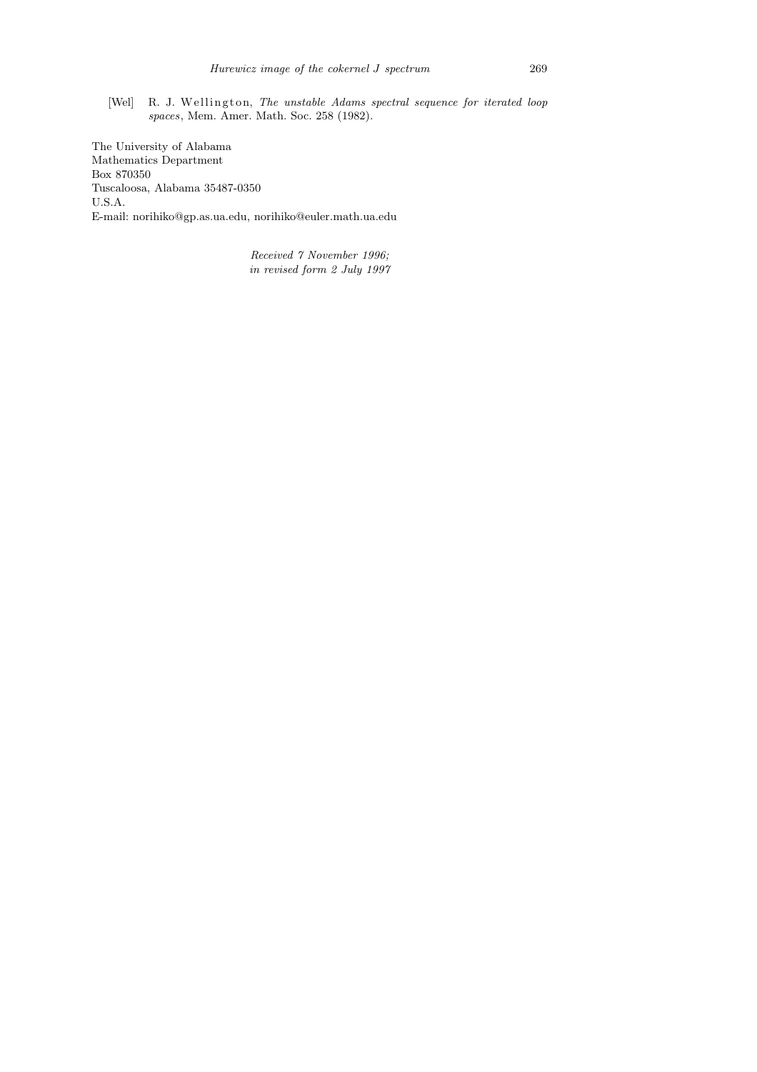[Wel] R. J. Wellington, *The unstable Adams spectral sequence for iterated loop spaces*, Mem. Amer. Math. Soc. 258 (1982).

The University of Alabama
Mathematics Department
Box 870350
Tuscaloosa, Alabama 35487-0350
U.S.A.
E-mail: norihiko@gp.as.ua.edu, norihiko@euler.math.ua.edu

*Received 7 November 1996;*
*in revised form 2 July 1997*